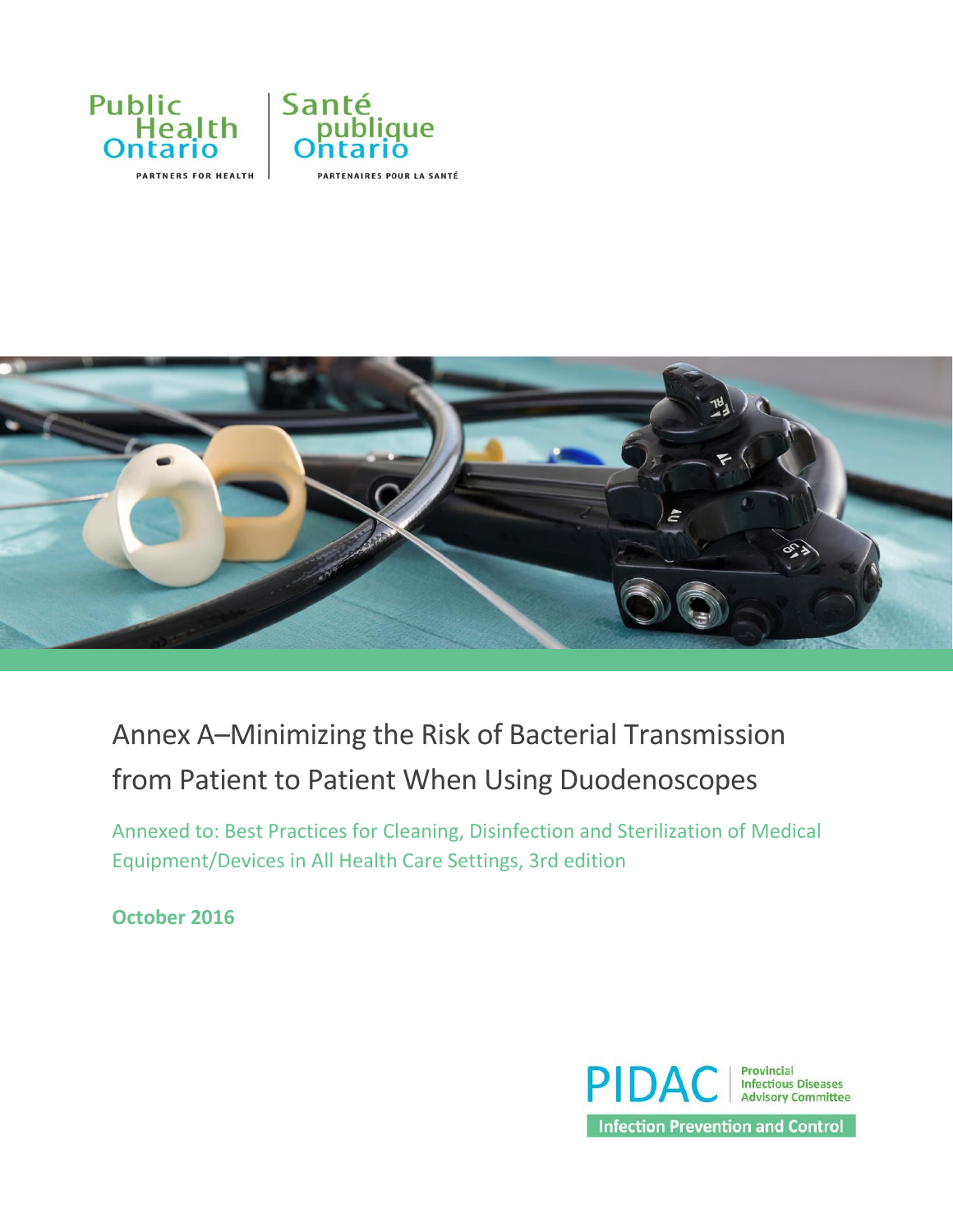Public Health Ontario | Santé publique Ontario

PARTNERS FOR HEALTH | PARTENAIRES POUR LA SANTÉ

# Annex A–Minimizing the Risk of Bacterial Transmission from Patient to Patient When Using Duodenoscopes

Annexed to: Best Practices for Cleaning, Disinfection and Sterilization of Medical Equipment/Devices in All Health Care Settings, 3rd edition

**October 2016**

PIDAC | Provincial Infectious Diseases Advisory Committee

Infection Prevention and Control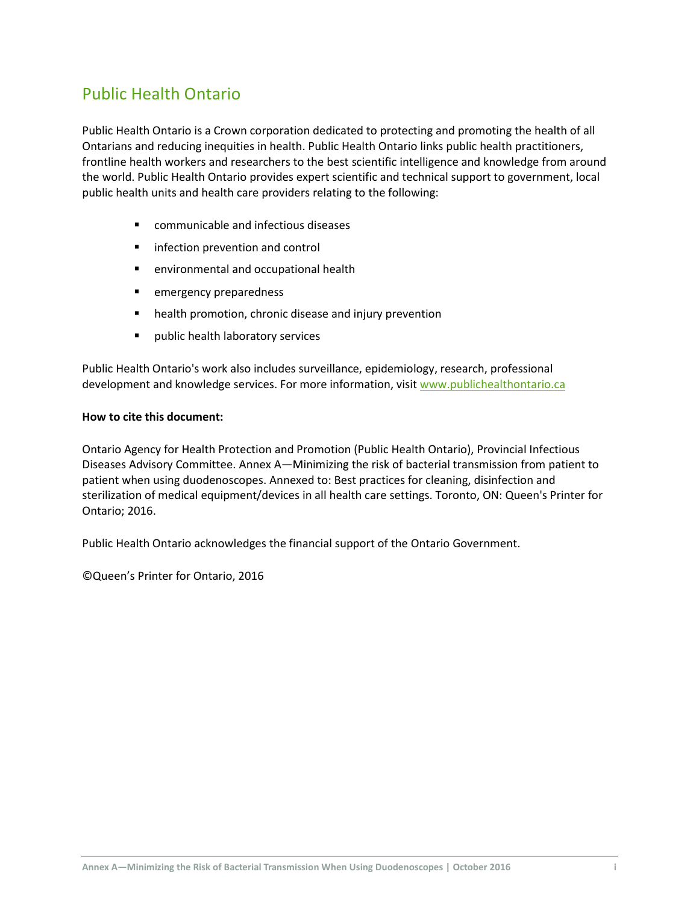# Public Health Ontario

Public Health Ontario is a Crown corporation dedicated to protecting and promoting the health of all Ontarians and reducing inequities in health. Public Health Ontario links public health practitioners, frontline health workers and researchers to the best scientific intelligence and knowledge from around the world. Public Health Ontario provides expert scientific and technical support to government, local public health units and health care providers relating to the following:

- communicable and infectious diseases
- infection prevention and control
- environmental and occupational health
- emergency preparedness
- health promotion, chronic disease and injury prevention
- public health laboratory services

Public Health Ontario's work also includes surveillance, epidemiology, research, professional development and knowledge services. For more information, visit www.publichealthontario.ca

**How to cite this document:**

Ontario Agency for Health Protection and Promotion (Public Health Ontario), Provincial Infectious Diseases Advisory Committee. Annex A—Minimizing the risk of bacterial transmission from patient to patient when using duodenoscopes. Annexed to: Best practices for cleaning, disinfection and sterilization of medical equipment/devices in all health care settings. Toronto, ON: Queen's Printer for Ontario; 2016.

Public Health Ontario acknowledges the financial support of the Ontario Government.

©Queen's Printer for Ontario, 2016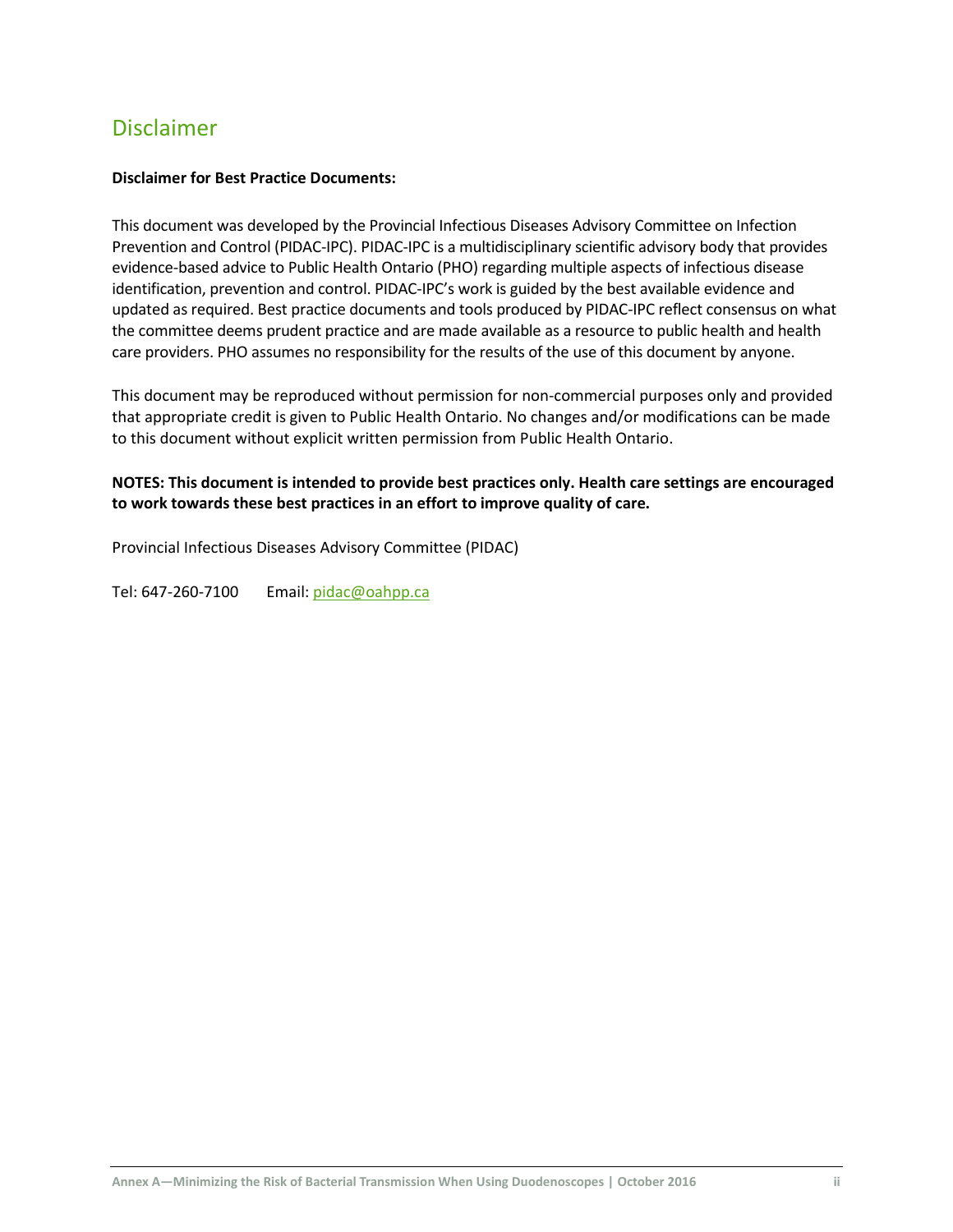## Disclaimer

**Disclaimer for Best Practice Documents:**

This document was developed by the Provincial Infectious Diseases Advisory Committee on Infection Prevention and Control (PIDAC-IPC). PIDAC-IPC is a multidisciplinary scientific advisory body that provides evidence-based advice to Public Health Ontario (PHO) regarding multiple aspects of infectious disease identification, prevention and control. PIDAC-IPC's work is guided by the best available evidence and updated as required. Best practice documents and tools produced by PIDAC-IPC reflect consensus on what the committee deems prudent practice and are made available as a resource to public health and health care providers. PHO assumes no responsibility for the results of the use of this document by anyone.

This document may be reproduced without permission for non-commercial purposes only and provided that appropriate credit is given to Public Health Ontario. No changes and/or modifications can be made to this document without explicit written permission from Public Health Ontario.

**NOTES: This document is intended to provide best practices only. Health care settings are encouraged to work towards these best practices in an effort to improve quality of care.**

Provincial Infectious Diseases Advisory Committee (PIDAC)

Tel: 647-260-7100 Email: pidac@oahpp.ca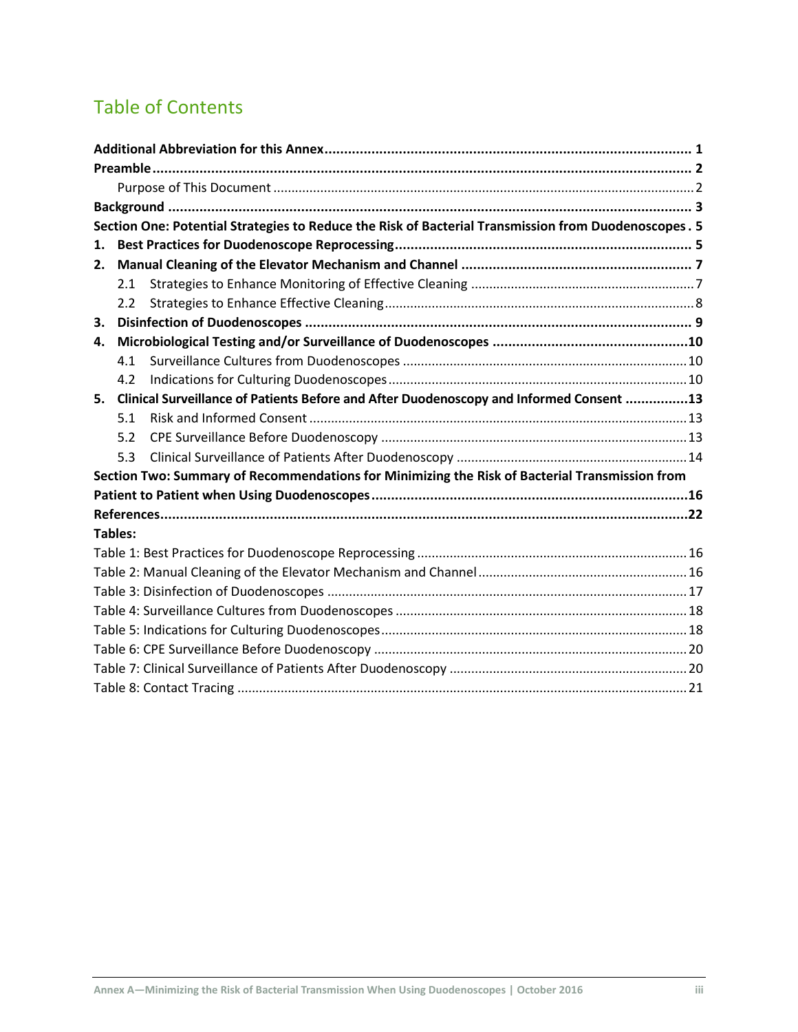# Table of Contents

**Additional Abbreviation for this Annex** .......... **1**

**Preamble** .......... **2**

- Purpose of This Document .......... 2

**Background** .......... **3**

**Section One: Potential Strategies to Reduce the Risk of Bacterial Transmission from Duodenoscopes** . **5**

**1. Best Practices for Duodenoscope Reprocessing** .......... **5**

**2. Manual Cleaning of the Elevator Mechanism and Channel** .......... **7**

- 2.1 Strategies to Enhance Monitoring of Effective Cleaning .......... 7
- 2.2 Strategies to Enhance Effective Cleaning .......... 8

**3. Disinfection of Duodenoscopes** .......... **9**

**4. Microbiological Testing and/or Surveillance of Duodenoscopes** .......... **10**

- 4.1 Surveillance Cultures from Duodenoscopes .......... 10
- 4.2 Indications for Culturing Duodenoscopes .......... 10

**5. Clinical Surveillance of Patients Before and After Duodenoscopy and Informed Consent** .......... **13**

- 5.1 Risk and Informed Consent .......... 13
- 5.2 CPE Surveillance Before Duodenoscopy .......... 13
- 5.3 Clinical Surveillance of Patients After Duodenoscopy .......... 14

**Section Two: Summary of Recommendations for Minimizing the Risk of Bacterial Transmission from Patient to Patient when Using Duodenoscopes** .......... **16**

**References** .......... **22**

**Tables:**

- Table 1: Best Practices for Duodenoscope Reprocessing .......... 16
- Table 2: Manual Cleaning of the Elevator Mechanism and Channel .......... 16
- Table 3: Disinfection of Duodenoscopes .......... 17
- Table 4: Surveillance Cultures from Duodenoscopes .......... 18
- Table 5: Indications for Culturing Duodenoscopes .......... 18
- Table 6: CPE Surveillance Before Duodenoscopy .......... 20
- Table 7: Clinical Surveillance of Patients After Duodenoscopy .......... 20
- Table 8: Contact Tracing .......... 21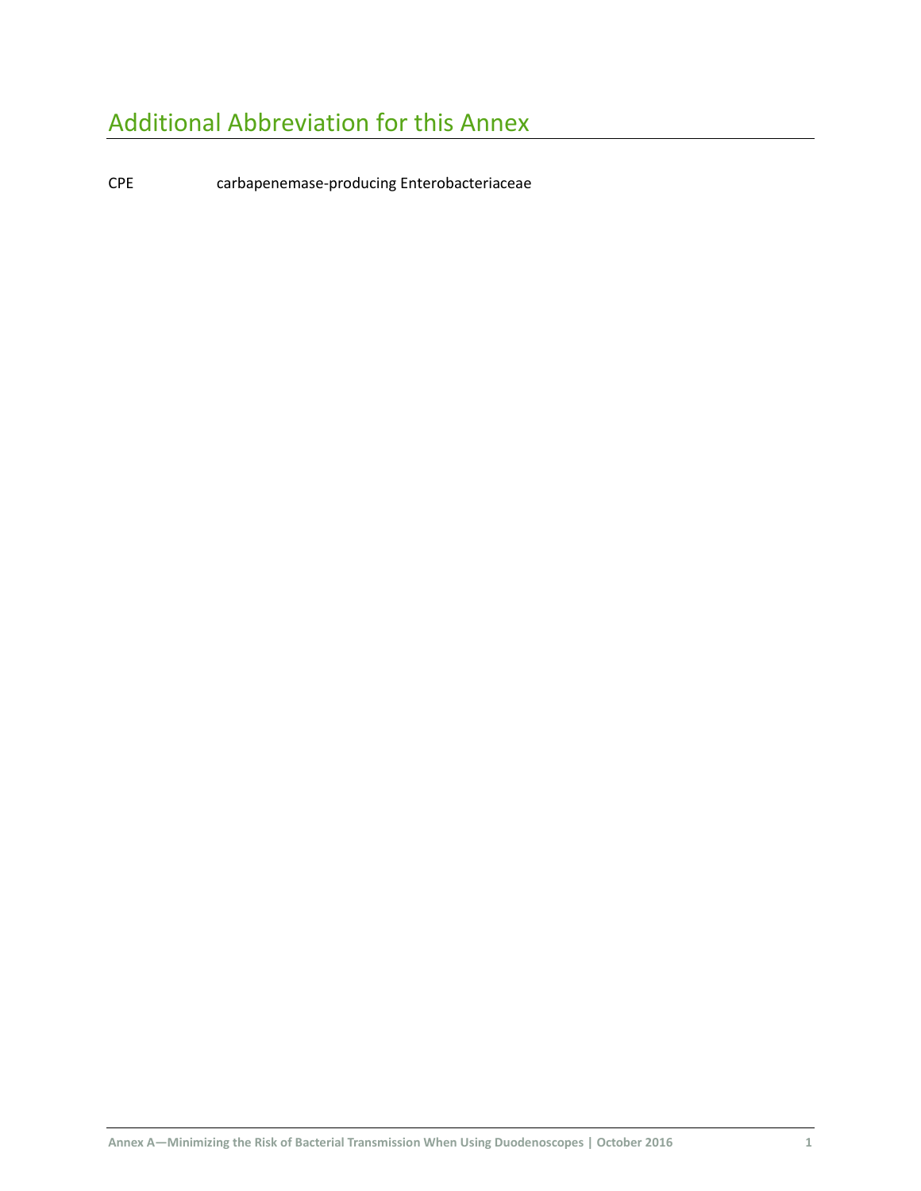## Additional Abbreviation for this Annex

| | |
|---|---|
| CPE | carbapenemase-producing Enterobacteriaceae |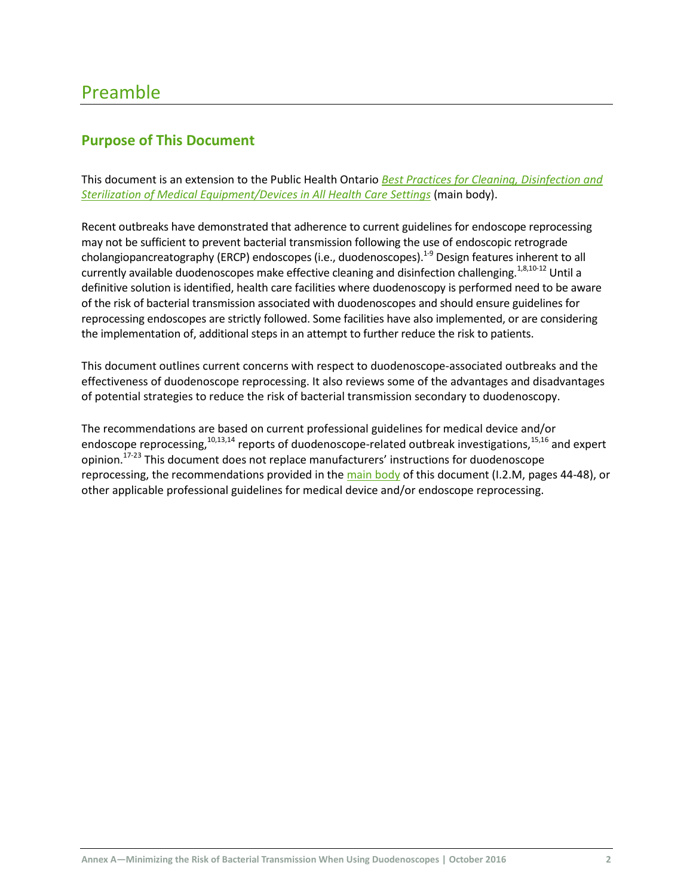# Preamble

## Purpose of This Document

This document is an extension to the Public Health Ontario *Best Practices for Cleaning, Disinfection and Sterilization of Medical Equipment/Devices in All Health Care Settings* (main body).

Recent outbreaks have demonstrated that adherence to current guidelines for endoscope reprocessing may not be sufficient to prevent bacterial transmission following the use of endoscopic retrograde cholangiopancreatography (ERCP) endoscopes (i.e., duodenoscopes).[1-9] Design features inherent to all currently available duodenoscopes make effective cleaning and disinfection challenging.[1,8,10-12] Until a definitive solution is identified, health care facilities where duodenoscopy is performed need to be aware of the risk of bacterial transmission associated with duodenoscopes and should ensure guidelines for reprocessing endoscopes are strictly followed. Some facilities have also implemented, or are considering the implementation of, additional steps in an attempt to further reduce the risk to patients.

This document outlines current concerns with respect to duodenoscope-associated outbreaks and the effectiveness of duodenoscope reprocessing. It also reviews some of the advantages and disadvantages of potential strategies to reduce the risk of bacterial transmission secondary to duodenoscopy.

The recommendations are based on current professional guidelines for medical device and/or endoscope reprocessing,[10,13,14] reports of duodenoscope-related outbreak investigations,[15,16] and expert opinion.[17-23] This document does not replace manufacturers' instructions for duodenoscope reprocessing, the recommendations provided in the main body of this document (I.2.M, pages 44-48), or other applicable professional guidelines for medical device and/or endoscope reprocessing.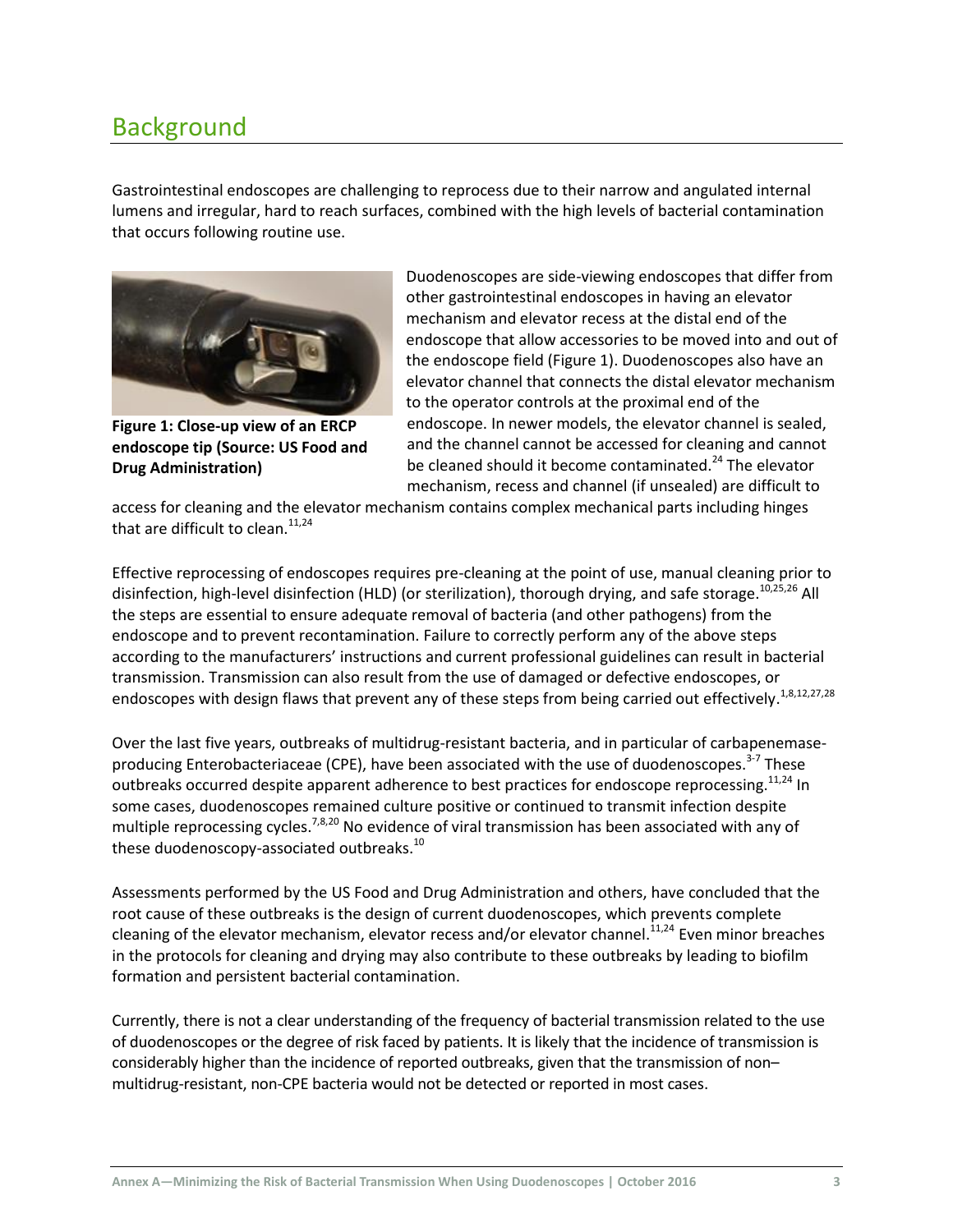## Background

Gastrointestinal endoscopes are challenging to reprocess due to their narrow and angulated internal lumens and irregular, hard to reach surfaces, combined with the high levels of bacterial contamination that occurs following routine use.

**Figure 1: Close-up view of an ERCP endoscope tip (Source: US Food and Drug Administration)**

Duodenoscopes are side-viewing endoscopes that differ from other gastrointestinal endoscopes in having an elevator mechanism and elevator recess at the distal end of the endoscope that allow accessories to be moved into and out of the endoscope field (Figure 1). Duodenoscopes also have an elevator channel that connects the distal elevator mechanism to the operator controls at the proximal end of the endoscope. In newer models, the elevator channel is sealed, and the channel cannot be accessed for cleaning and cannot be cleaned should it become contaminated.[24] The elevator mechanism, recess and channel (if unsealed) are difficult to access for cleaning and the elevator mechanism contains complex mechanical parts including hinges that are difficult to clean.[11,24]

Effective reprocessing of endoscopes requires pre-cleaning at the point of use, manual cleaning prior to disinfection, high-level disinfection (HLD) (or sterilization), thorough drying, and safe storage.[10,25,26] All the steps are essential to ensure adequate removal of bacteria (and other pathogens) from the endoscope and to prevent recontamination. Failure to correctly perform any of the above steps according to the manufacturers' instructions and current professional guidelines can result in bacterial transmission. Transmission can also result from the use of damaged or defective endoscopes, or endoscopes with design flaws that prevent any of these steps from being carried out effectively.[1,8,12,27,28]

Over the last five years, outbreaks of multidrug-resistant bacteria, and in particular of carbapenemase-producing Enterobacteriaceae (CPE), have been associated with the use of duodenoscopes.[3-7] These outbreaks occurred despite apparent adherence to best practices for endoscope reprocessing.[11,24] In some cases, duodenoscopes remained culture positive or continued to transmit infection despite multiple reprocessing cycles.[7,8,20] No evidence of viral transmission has been associated with any of these duodenoscopy-associated outbreaks.[10]

Assessments performed by the US Food and Drug Administration and others, have concluded that the root cause of these outbreaks is the design of current duodenoscopes, which prevents complete cleaning of the elevator mechanism, elevator recess and/or elevator channel.[11,24] Even minor breaches in the protocols for cleaning and drying may also contribute to these outbreaks by leading to biofilm formation and persistent bacterial contamination.

Currently, there is not a clear understanding of the frequency of bacterial transmission related to the use of duodenoscopes or the degree of risk faced by patients. It is likely that the incidence of transmission is considerably higher than the incidence of reported outbreaks, given that the transmission of non–multidrug-resistant, non-CPE bacteria would not be detected or reported in most cases.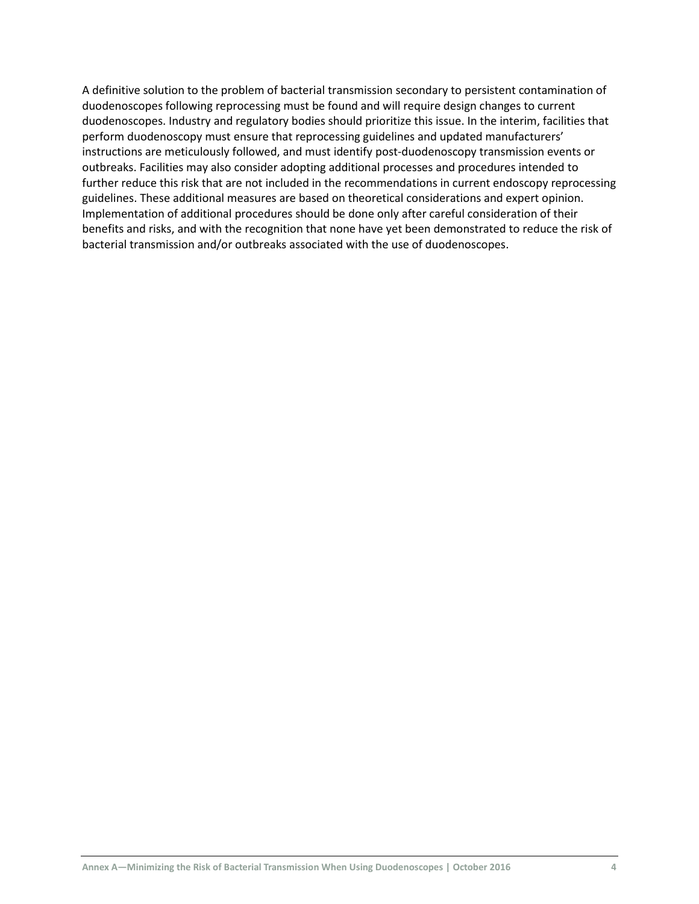A definitive solution to the problem of bacterial transmission secondary to persistent contamination of duodenoscopes following reprocessing must be found and will require design changes to current duodenoscopes. Industry and regulatory bodies should prioritize this issue. In the interim, facilities that perform duodenoscopy must ensure that reprocessing guidelines and updated manufacturers' instructions are meticulously followed, and must identify post-duodenoscopy transmission events or outbreaks. Facilities may also consider adopting additional processes and procedures intended to further reduce this risk that are not included in the recommendations in current endoscopy reprocessing guidelines. These additional measures are based on theoretical considerations and expert opinion. Implementation of additional procedures should be done only after careful consideration of their benefits and risks, and with the recognition that none have yet been demonstrated to reduce the risk of bacterial transmission and/or outbreaks associated with the use of duodenoscopes.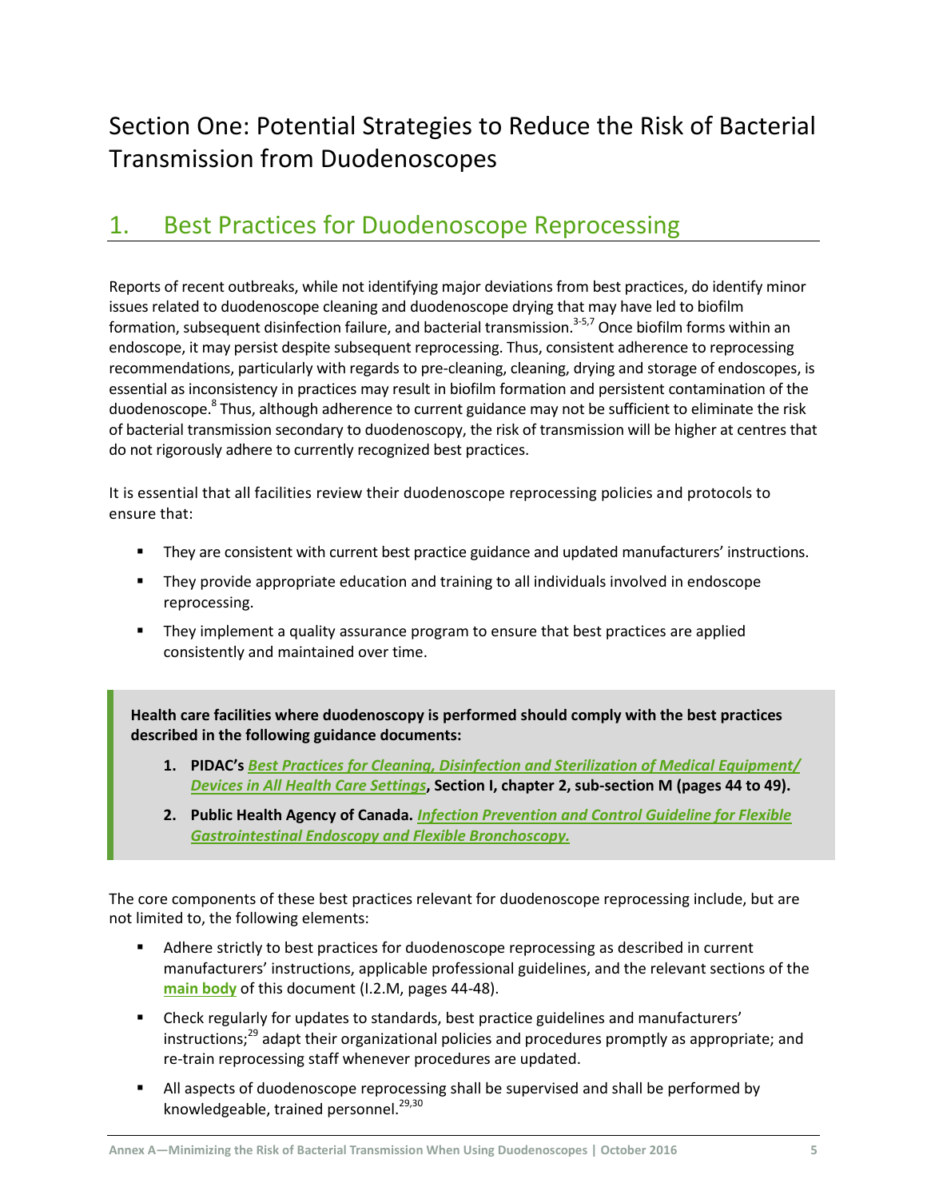# Section One: Potential Strategies to Reduce the Risk of Bacterial Transmission from Duodenoscopes

## 1. Best Practices for Duodenoscope Reprocessing

Reports of recent outbreaks, while not identifying major deviations from best practices, do identify minor issues related to duodenoscope cleaning and duodenoscope drying that may have led to biofilm formation, subsequent disinfection failure, and bacterial transmission.[3-5,7] Once biofilm forms within an endoscope, it may persist despite subsequent reprocessing. Thus, consistent adherence to reprocessing recommendations, particularly with regards to pre-cleaning, cleaning, drying and storage of endoscopes, is essential as inconsistency in practices may result in biofilm formation and persistent contamination of the duodenoscope.[8] Thus, although adherence to current guidance may not be sufficient to eliminate the risk of bacterial transmission secondary to duodenoscopy, the risk of transmission will be higher at centres that do not rigorously adhere to currently recognized best practices.

It is essential that all facilities review their duodenoscope reprocessing policies and protocols to ensure that:

- They are consistent with current best practice guidance and updated manufacturers' instructions.
- They provide appropriate education and training to all individuals involved in endoscope reprocessing.
- They implement a quality assurance program to ensure that best practices are applied consistently and maintained over time.

**Health care facilities where duodenoscopy is performed should comply with the best practices described in the following guidance documents:**

1. **PIDAC's *Best Practices for Cleaning, Disinfection and Sterilization of Medical Equipment/ Devices in All Health Care Settings*, Section I, chapter 2, sub-section M (pages 44 to 49).**
2. **Public Health Agency of Canada. *Infection Prevention and Control Guideline for Flexible Gastrointestinal Endoscopy and Flexible Bronchoscopy.***

The core components of these best practices relevant for duodenoscope reprocessing include, but are not limited to, the following elements:

- Adhere strictly to best practices for duodenoscope reprocessing as described in current manufacturers' instructions, applicable professional guidelines, and the relevant sections of the **main body** of this document (I.2.M, pages 44-48).
- Check regularly for updates to standards, best practice guidelines and manufacturers' instructions;[29] adapt their organizational policies and procedures promptly as appropriate; and re-train reprocessing staff whenever procedures are updated.
- All aspects of duodenoscope reprocessing shall be supervised and shall be performed by knowledgeable, trained personnel.[29,30]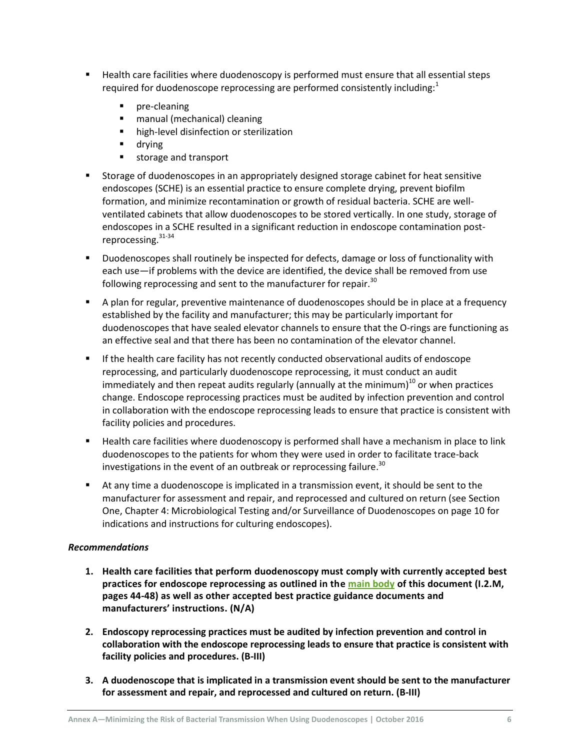- Health care facilities where duodenoscopy is performed must ensure that all essential steps required for duodenoscope reprocessing are performed consistently including:[1]
  - pre-cleaning
  - manual (mechanical) cleaning
  - high-level disinfection or sterilization
  - drying
  - storage and transport
- Storage of duodenoscopes in an appropriately designed storage cabinet for heat sensitive endoscopes (SCHE) is an essential practice to ensure complete drying, prevent biofilm formation, and minimize recontamination or growth of residual bacteria. SCHE are well-ventilated cabinets that allow duodenoscopes to be stored vertically. In one study, storage of endoscopes in a SCHE resulted in a significant reduction in endoscope contamination post-reprocessing.[31-34]
- Duodenoscopes shall routinely be inspected for defects, damage or loss of functionality with each use—if problems with the device are identified, the device shall be removed from use following reprocessing and sent to the manufacturer for repair.[30]
- A plan for regular, preventive maintenance of duodenoscopes should be in place at a frequency established by the facility and manufacturer; this may be particularly important for duodenoscopes that have sealed elevator channels to ensure that the O-rings are functioning as an effective seal and that there has been no contamination of the elevator channel.
- If the health care facility has not recently conducted observational audits of endoscope reprocessing, and particularly duodenoscope reprocessing, it must conduct an audit immediately and then repeat audits regularly (annually at the minimum)[10] or when practices change. Endoscope reprocessing practices must be audited by infection prevention and control in collaboration with the endoscope reprocessing leads to ensure that practice is consistent with facility policies and procedures.
- Health care facilities where duodenoscopy is performed shall have a mechanism in place to link duodenoscopes to the patients for whom they were used in order to facilitate trace-back investigations in the event of an outbreak or reprocessing failure.[30]
- At any time a duodenoscope is implicated in a transmission event, it should be sent to the manufacturer for assessment and repair, and reprocessed and cultured on return (see Section One, Chapter 4: Microbiological Testing and/or Surveillance of Duodenoscopes on page 10 for indications and instructions for culturing endoscopes).

*Recommendations*

1. **Health care facilities that perform duodenoscopy must comply with currently accepted best practices for endoscope reprocessing as outlined in the main body of this document (I.2.M, pages 44-48) as well as other accepted best practice guidance documents and manufacturers' instructions. (N/A)**
2. **Endoscopy reprocessing practices must be audited by infection prevention and control in collaboration with the endoscope reprocessing leads to ensure that practice is consistent with facility policies and procedures. (B-III)**
3. **A duodenoscope that is implicated in a transmission event should be sent to the manufacturer for assessment and repair, and reprocessed and cultured on return. (B-III)**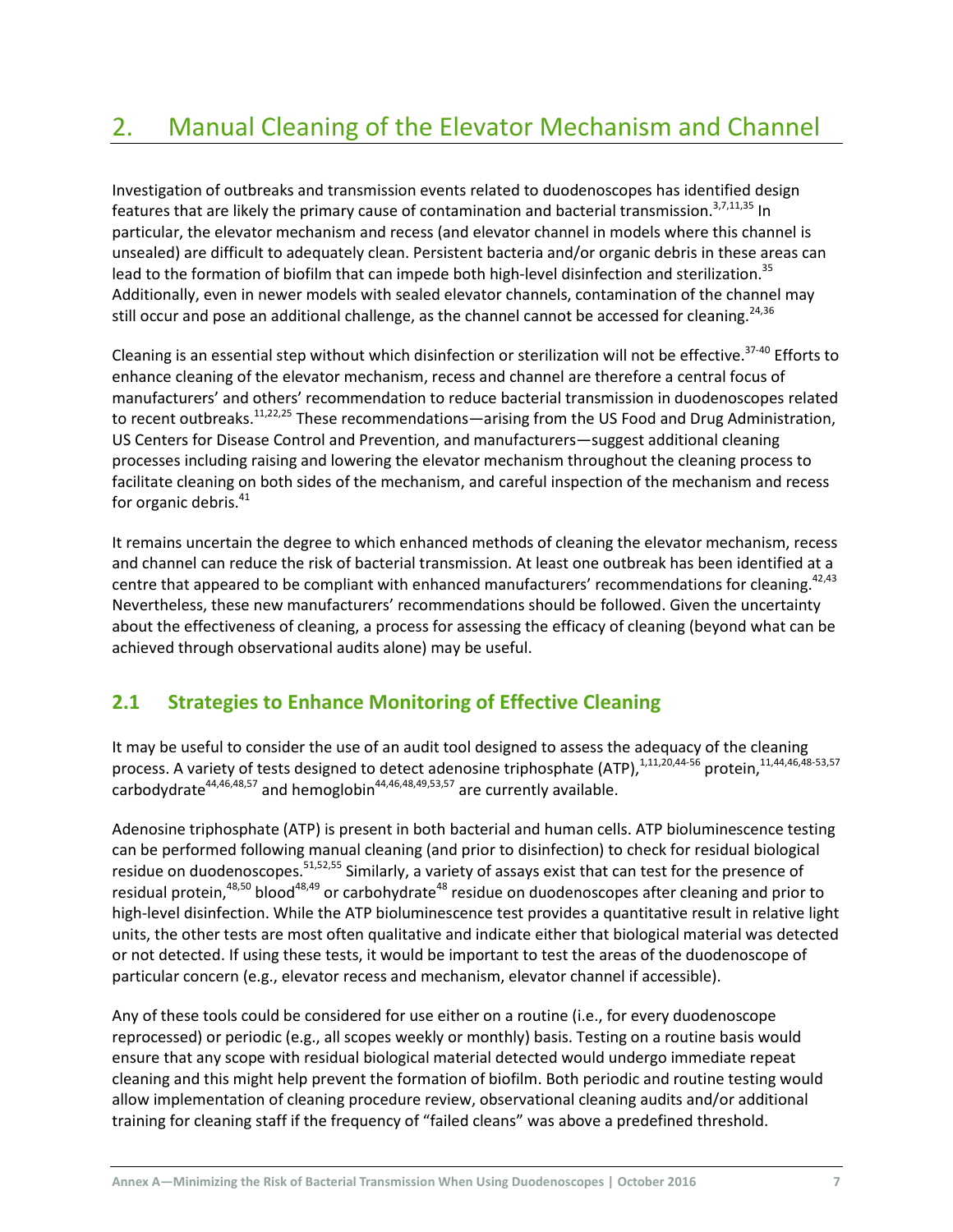# 2. Manual Cleaning of the Elevator Mechanism and Channel

Investigation of outbreaks and transmission events related to duodenoscopes has identified design features that are likely the primary cause of contamination and bacterial transmission.[3,7,11,35] In particular, the elevator mechanism and recess (and elevator channel in models where this channel is unsealed) are difficult to adequately clean. Persistent bacteria and/or organic debris in these areas can lead to the formation of biofilm that can impede both high-level disinfection and sterilization.[35] Additionally, even in newer models with sealed elevator channels, contamination of the channel may still occur and pose an additional challenge, as the channel cannot be accessed for cleaning.[24,36]

Cleaning is an essential step without which disinfection or sterilization will not be effective.[37-40] Efforts to enhance cleaning of the elevator mechanism, recess and channel are therefore a central focus of manufacturers' and others' recommendation to reduce bacterial transmission in duodenoscopes related to recent outbreaks.[11,22,25] These recommendations—arising from the US Food and Drug Administration, US Centers for Disease Control and Prevention, and manufacturers—suggest additional cleaning processes including raising and lowering the elevator mechanism throughout the cleaning process to facilitate cleaning on both sides of the mechanism, and careful inspection of the mechanism and recess for organic debris.[41]

It remains uncertain the degree to which enhanced methods of cleaning the elevator mechanism, recess and channel can reduce the risk of bacterial transmission. At least one outbreak has been identified at a centre that appeared to be compliant with enhanced manufacturers' recommendations for cleaning.[42,43] Nevertheless, these new manufacturers' recommendations should be followed. Given the uncertainty about the effectiveness of cleaning, a process for assessing the efficacy of cleaning (beyond what can be achieved through observational audits alone) may be useful.

## 2.1 Strategies to Enhance Monitoring of Effective Cleaning

It may be useful to consider the use of an audit tool designed to assess the adequacy of the cleaning process. A variety of tests designed to detect adenosine triphosphate (ATP),[1,11,20,44-56] protein,[11,44,46,48-53,57] carbodydrate[44,46,48,57] and hemoglobin[44,46,48,49,53,57] are currently available.

Adenosine triphosphate (ATP) is present in both bacterial and human cells. ATP bioluminescence testing can be performed following manual cleaning (and prior to disinfection) to check for residual biological residue on duodenoscopes.[51,52,55] Similarly, a variety of assays exist that can test for the presence of residual protein,[48,50] blood[48,49] or carbohydrate[48] residue on duodenoscopes after cleaning and prior to high-level disinfection. While the ATP bioluminescence test provides a quantitative result in relative light units, the other tests are most often qualitative and indicate either that biological material was detected or not detected. If using these tests, it would be important to test the areas of the duodenoscope of particular concern (e.g., elevator recess and mechanism, elevator channel if accessible).

Any of these tools could be considered for use either on a routine (i.e., for every duodenoscope reprocessed) or periodic (e.g., all scopes weekly or monthly) basis. Testing on a routine basis would ensure that any scope with residual biological material detected would undergo immediate repeat cleaning and this might help prevent the formation of biofilm. Both periodic and routine testing would allow implementation of cleaning procedure review, observational cleaning audits and/or additional training for cleaning staff if the frequency of "failed cleans" was above a predefined threshold.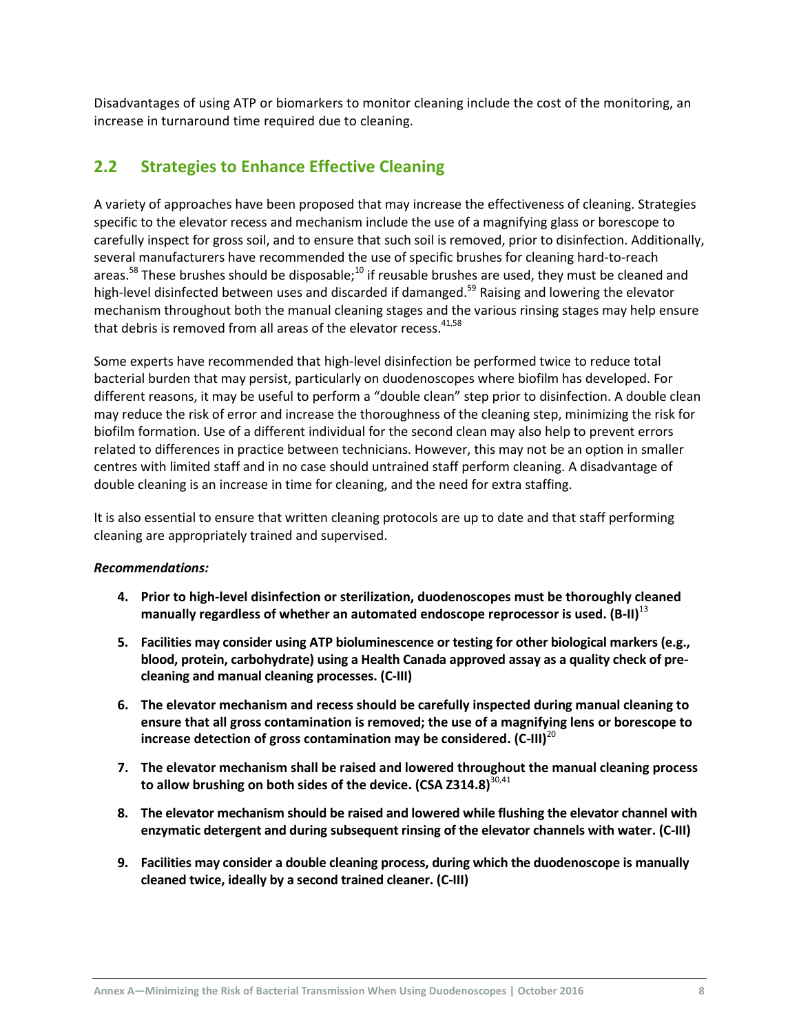Disadvantages of using ATP or biomarkers to monitor cleaning include the cost of the monitoring, an increase in turnaround time required due to cleaning.

## 2.2 Strategies to Enhance Effective Cleaning

A variety of approaches have been proposed that may increase the effectiveness of cleaning. Strategies specific to the elevator recess and mechanism include the use of a magnifying glass or borescope to carefully inspect for gross soil, and to ensure that such soil is removed, prior to disinfection. Additionally, several manufacturers have recommended the use of specific brushes for cleaning hard-to-reach areas.[58] These brushes should be disposable;[10] if reusable brushes are used, they must be cleaned and high-level disinfected between uses and discarded if damaged.[59] Raising and lowering the elevator mechanism throughout both the manual cleaning stages and the various rinsing stages may help ensure that debris is removed from all areas of the elevator recess.[41,58]

Some experts have recommended that high-level disinfection be performed twice to reduce total bacterial burden that may persist, particularly on duodenoscopes where biofilm has developed. For different reasons, it may be useful to perform a "double clean" step prior to disinfection. A double clean may reduce the risk of error and increase the thoroughness of the cleaning step, minimizing the risk for biofilm formation. Use of a different individual for the second clean may also help to prevent errors related to differences in practice between technicians. However, this may not be an option in smaller centres with limited staff and in no case should untrained staff perform cleaning. A disadvantage of double cleaning is an increase in time for cleaning, and the need for extra staffing.

It is also essential to ensure that written cleaning protocols are up to date and that staff performing cleaning are appropriately trained and supervised.

***Recommendations:***

4. **Prior to high-level disinfection or sterilization, duodenoscopes must be thoroughly cleaned manually regardless of whether an automated endoscope reprocessor is used. (B-II)**[13]

5. **Facilities may consider using ATP bioluminescence or testing for other biological markers (e.g., blood, protein, carbohydrate) using a Health Canada approved assay as a quality check of pre-cleaning and manual cleaning processes. (C-III)**

6. **The elevator mechanism and recess should be carefully inspected during manual cleaning to ensure that all gross contamination is removed; the use of a magnifying lens or borescope to increase detection of gross contamination may be considered. (C-III)**[20]

7. **The elevator mechanism shall be raised and lowered throughout the manual cleaning process to allow brushing on both sides of the device. (CSA Z314.8)**[30,41]

8. **The elevator mechanism should be raised and lowered while flushing the elevator channel with enzymatic detergent and during subsequent rinsing of the elevator channels with water. (C-III)**

9. **Facilities may consider a double cleaning process, during which the duodenoscope is manually cleaned twice, ideally by a second trained cleaner. (C-III)**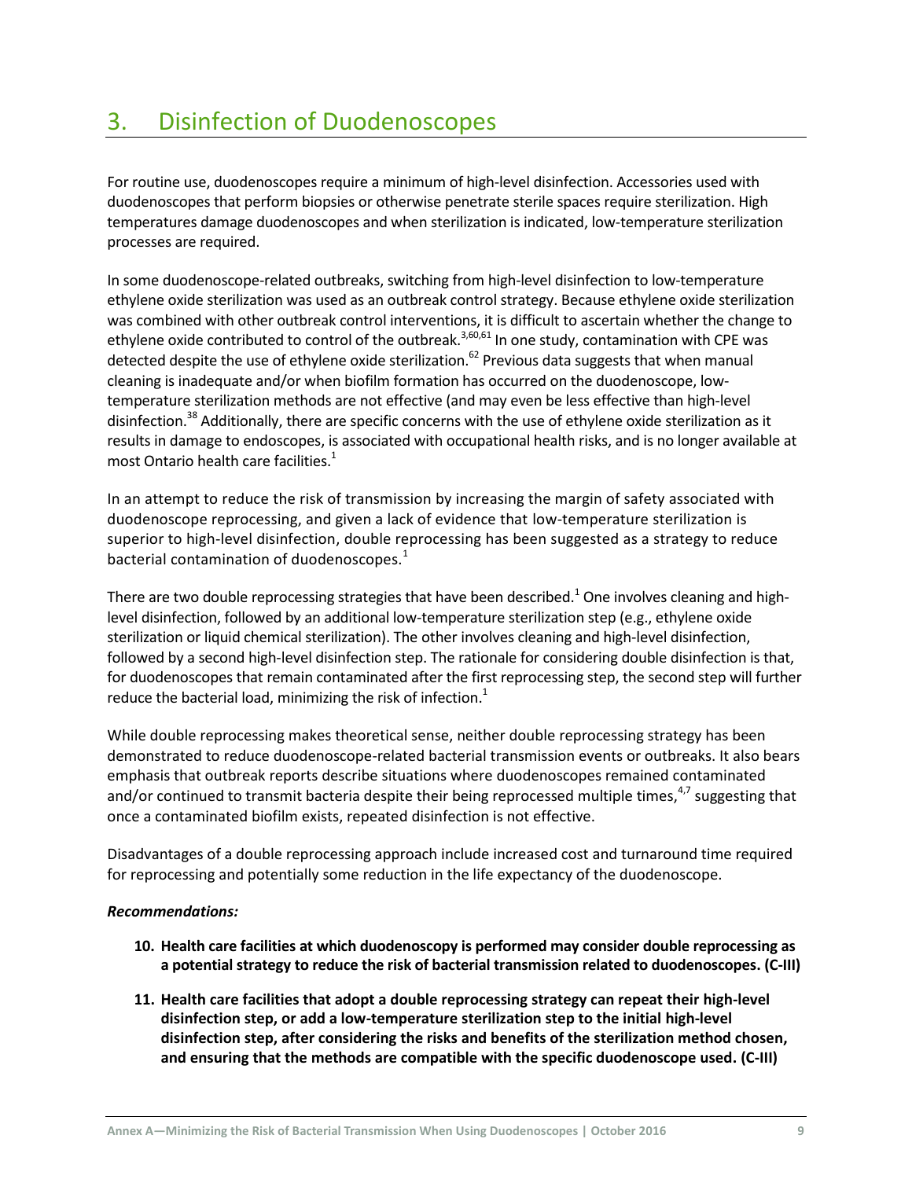# 3. Disinfection of Duodenoscopes

For routine use, duodenoscopes require a minimum of high-level disinfection. Accessories used with duodenoscopes that perform biopsies or otherwise penetrate sterile spaces require sterilization. High temperatures damage duodenoscopes and when sterilization is indicated, low-temperature sterilization processes are required.

In some duodenoscope-related outbreaks, switching from high-level disinfection to low-temperature ethylene oxide sterilization was used as an outbreak control strategy. Because ethylene oxide sterilization was combined with other outbreak control interventions, it is difficult to ascertain whether the change to ethylene oxide contributed to control of the outbreak.[3,60,61] In one study, contamination with CPE was detected despite the use of ethylene oxide sterilization.[62] Previous data suggests that when manual cleaning is inadequate and/or when biofilm formation has occurred on the duodenoscope, low-temperature sterilization methods are not effective (and may even be less effective than high-level disinfection.[38] Additionally, there are specific concerns with the use of ethylene oxide sterilization as it results in damage to endoscopes, is associated with occupational health risks, and is no longer available at most Ontario health care facilities.[1]

In an attempt to reduce the risk of transmission by increasing the margin of safety associated with duodenoscope reprocessing, and given a lack of evidence that low-temperature sterilization is superior to high-level disinfection, double reprocessing has been suggested as a strategy to reduce bacterial contamination of duodenoscopes.[1]

There are two double reprocessing strategies that have been described.[1] One involves cleaning and high-level disinfection, followed by an additional low-temperature sterilization step (e.g., ethylene oxide sterilization or liquid chemical sterilization). The other involves cleaning and high-level disinfection, followed by a second high-level disinfection step. The rationale for considering double disinfection is that, for duodenoscopes that remain contaminated after the first reprocessing step, the second step will further reduce the bacterial load, minimizing the risk of infection.[1]

While double reprocessing makes theoretical sense, neither double reprocessing strategy has been demonstrated to reduce duodenoscope-related bacterial transmission events or outbreaks. It also bears emphasis that outbreak reports describe situations where duodenoscopes remained contaminated and/or continued to transmit bacteria despite their being reprocessed multiple times,[4,7] suggesting that once a contaminated biofilm exists, repeated disinfection is not effective.

Disadvantages of a double reprocessing approach include increased cost and turnaround time required for reprocessing and potentially some reduction in the life expectancy of the duodenoscope.

***Recommendations:***

10. **Health care facilities at which duodenoscopy is performed may consider double reprocessing as a potential strategy to reduce the risk of bacterial transmission related to duodenoscopes. (C-III)**
11. **Health care facilities that adopt a double reprocessing strategy can repeat their high-level disinfection step, or add a low-temperature sterilization step to the initial high-level disinfection step, after considering the risks and benefits of the sterilization method chosen, and ensuring that the methods are compatible with the specific duodenoscope used. (C-III)**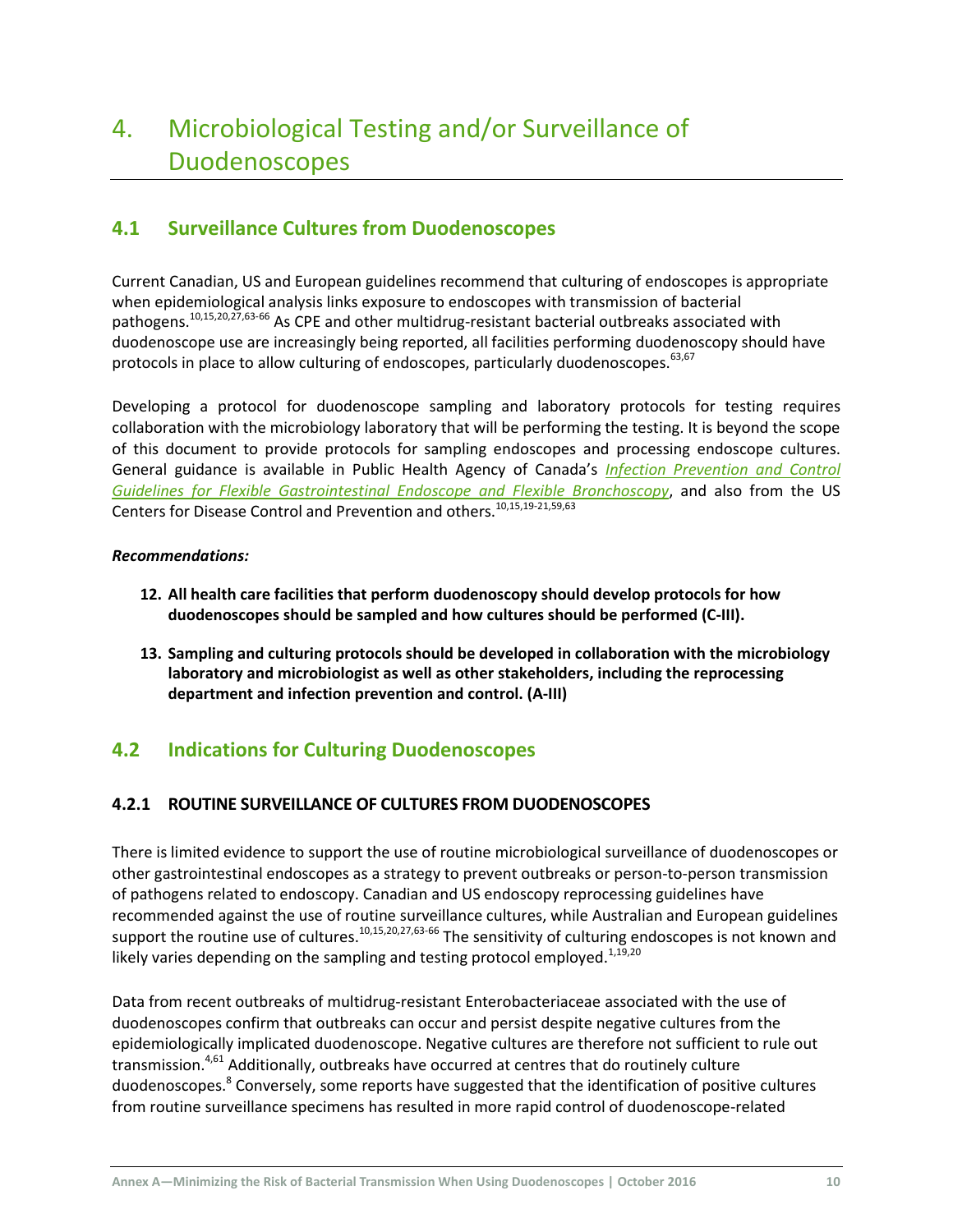# 4. Microbiological Testing and/or Surveillance of Duodenoscopes

## 4.1 Surveillance Cultures from Duodenoscopes

Current Canadian, US and European guidelines recommend that culturing of endoscopes is appropriate when epidemiological analysis links exposure to endoscopes with transmission of bacterial pathogens.[10,15,20,27,63-66] As CPE and other multidrug-resistant bacterial outbreaks associated with duodenoscope use are increasingly being reported, all facilities performing duodenoscopy should have protocols in place to allow culturing of endoscopes, particularly duodenoscopes.[63,67]

Developing a protocol for duodenoscope sampling and laboratory protocols for testing requires collaboration with the microbiology laboratory that will be performing the testing. It is beyond the scope of this document to provide protocols for sampling endoscopes and processing endoscope cultures. General guidance is available in Public Health Agency of Canada's *Infection Prevention and Control Guidelines for Flexible Gastrointestinal Endoscope and Flexible Bronchoscopy*, and also from the US Centers for Disease Control and Prevention and others.[10,15,19-21,59,63]

***Recommendations:***

12. **All health care facilities that perform duodenoscopy should develop protocols for how duodenoscopes should be sampled and how cultures should be performed (C-III).**

13. **Sampling and culturing protocols should be developed in collaboration with the microbiology laboratory and microbiologist as well as other stakeholders, including the reprocessing department and infection prevention and control. (A-III)**

## 4.2 Indications for Culturing Duodenoscopes

### 4.2.1 ROUTINE SURVEILLANCE OF CULTURES FROM DUODENOSCOPES

There is limited evidence to support the use of routine microbiological surveillance of duodenoscopes or other gastrointestinal endoscopes as a strategy to prevent outbreaks or person-to-person transmission of pathogens related to endoscopy. Canadian and US endoscopy reprocessing guidelines have recommended against the use of routine surveillance cultures, while Australian and European guidelines support the routine use of cultures.[10,15,20,27,63-66] The sensitivity of culturing endoscopes is not known and likely varies depending on the sampling and testing protocol employed.[1,19,20]

Data from recent outbreaks of multidrug-resistant Enterobacteriaceae associated with the use of duodenoscopes confirm that outbreaks can occur and persist despite negative cultures from the epidemiologically implicated duodenoscope. Negative cultures are therefore not sufficient to rule out transmission.[4,61] Additionally, outbreaks have occurred at centres that do routinely culture duodenoscopes.[8] Conversely, some reports have suggested that the identification of positive cultures from routine surveillance specimens has resulted in more rapid control of duodenoscope-related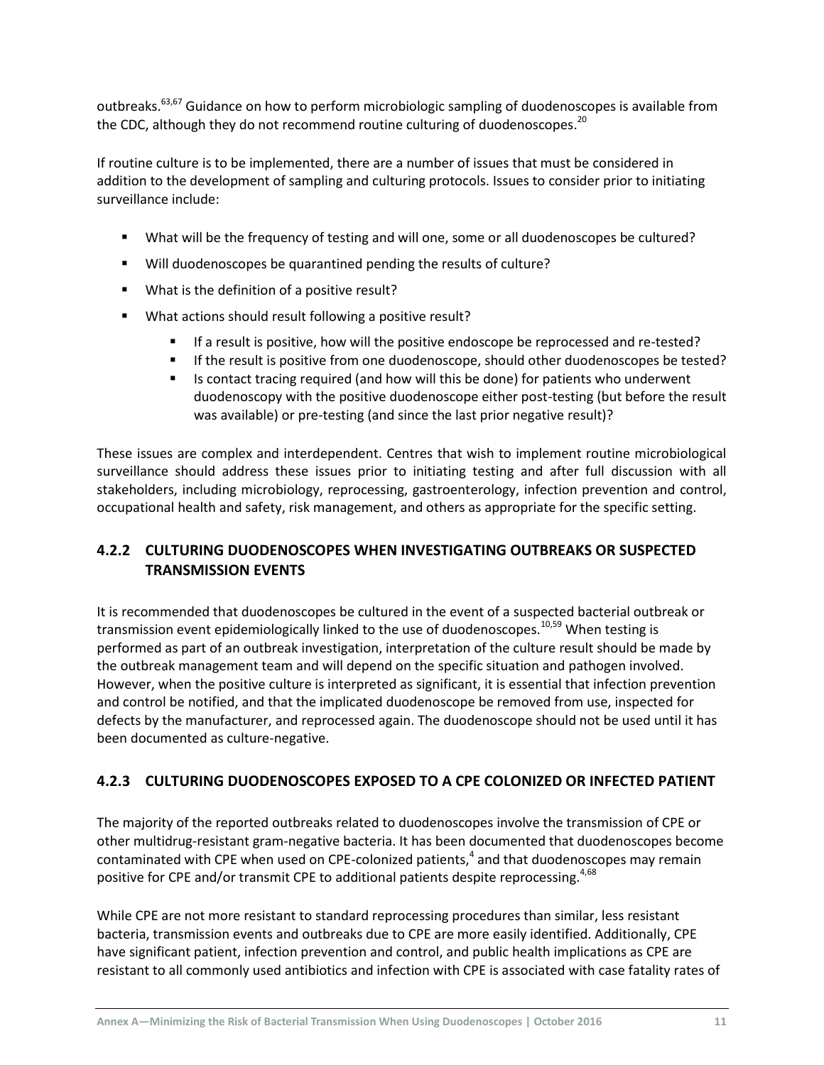outbreaks.[63,67] Guidance on how to perform microbiologic sampling of duodenoscopes is available from the CDC, although they do not recommend routine culturing of duodenoscopes.[20]

If routine culture is to be implemented, there are a number of issues that must be considered in addition to the development of sampling and culturing protocols. Issues to consider prior to initiating surveillance include:

- What will be the frequency of testing and will one, some or all duodenoscopes be cultured?
- Will duodenoscopes be quarantined pending the results of culture?
- What is the definition of a positive result?
- What actions should result following a positive result?
    - If a result is positive, how will the positive endoscope be reprocessed and re-tested?
    - If the result is positive from one duodenoscope, should other duodenoscopes be tested?
    - Is contact tracing required (and how will this be done) for patients who underwent duodenoscopy with the positive duodenoscope either post-testing (but before the result was available) or pre-testing (and since the last prior negative result)?

These issues are complex and interdependent. Centres that wish to implement routine microbiological surveillance should address these issues prior to initiating testing and after full discussion with all stakeholders, including microbiology, reprocessing, gastroenterology, infection prevention and control, occupational health and safety, risk management, and others as appropriate for the specific setting.

### 4.2.2 CULTURING DUODENOSCOPES WHEN INVESTIGATING OUTBREAKS OR SUSPECTED TRANSMISSION EVENTS

It is recommended that duodenoscopes be cultured in the event of a suspected bacterial outbreak or transmission event epidemiologically linked to the use of duodenoscopes.[10,59] When testing is performed as part of an outbreak investigation, interpretation of the culture result should be made by the outbreak management team and will depend on the specific situation and pathogen involved. However, when the positive culture is interpreted as significant, it is essential that infection prevention and control be notified, and that the implicated duodenoscope be removed from use, inspected for defects by the manufacturer, and reprocessed again. The duodenoscope should not be used until it has been documented as culture-negative.

### 4.2.3 CULTURING DUODENOSCOPES EXPOSED TO A CPE COLONIZED OR INFECTED PATIENT

The majority of the reported outbreaks related to duodenoscopes involve the transmission of CPE or other multidrug-resistant gram-negative bacteria. It has been documented that duodenoscopes become contaminated with CPE when used on CPE-colonized patients,[4] and that duodenoscopes may remain positive for CPE and/or transmit CPE to additional patients despite reprocessing.[4,68]

While CPE are not more resistant to standard reprocessing procedures than similar, less resistant bacteria, transmission events and outbreaks due to CPE are more easily identified. Additionally, CPE have significant patient, infection prevention and control, and public health implications as CPE are resistant to all commonly used antibiotics and infection with CPE is associated with case fatality rates of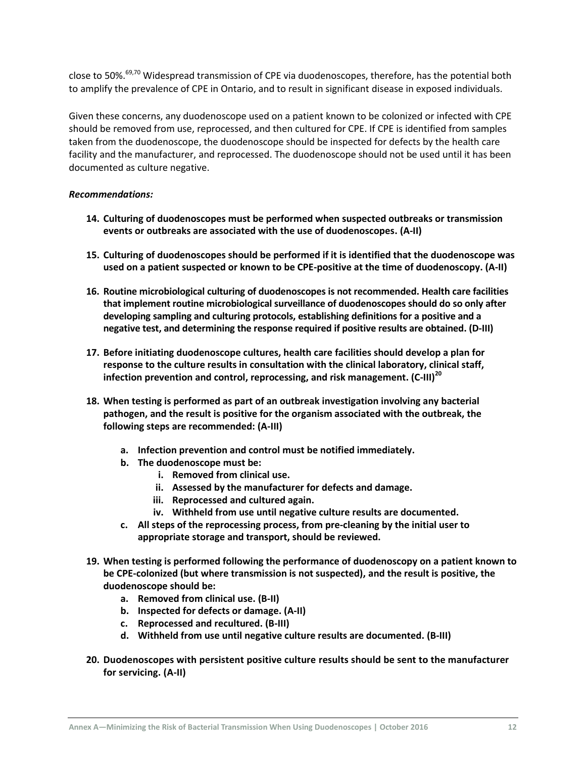close to 50%.[69,70] Widespread transmission of CPE via duodenoscopes, therefore, has the potential both to amplify the prevalence of CPE in Ontario, and to result in significant disease in exposed individuals.

Given these concerns, any duodenoscope used on a patient known to be colonized or infected with CPE should be removed from use, reprocessed, and then cultured for CPE. If CPE is identified from samples taken from the duodenoscope, the duodenoscope should be inspected for defects by the health care facility and the manufacturer, and reprocessed. The duodenoscope should not be used until it has been documented as culture negative.

***Recommendations:***

14. **Culturing of duodenoscopes must be performed when suspected outbreaks or transmission events or outbreaks are associated with the use of duodenoscopes. (A-II)**
15. **Culturing of duodenoscopes should be performed if it is identified that the duodenoscope was used on a patient suspected or known to be CPE-positive at the time of duodenoscopy. (A-II)**
16. **Routine microbiological culturing of duodenoscopes is not recommended. Health care facilities that implement routine microbiological surveillance of duodenoscopes should do so only after developing sampling and culturing protocols, establishing definitions for a positive and a negative test, and determining the response required if positive results are obtained. (D-III)**
17. **Before initiating duodenoscope cultures, health care facilities should develop a plan for response to the culture results in consultation with the clinical laboratory, clinical staff, infection prevention and control, reprocessing, and risk management. (C-III)[20]**
18. **When testing is performed as part of an outbreak investigation involving any bacterial pathogen, and the result is positive for the organism associated with the outbreak, the following steps are recommended: (A-III)**
    a. **Infection prevention and control must be notified immediately.**
    b. **The duodenoscope must be:**
        i. **Removed from clinical use.**
        ii. **Assessed by the manufacturer for defects and damage.**
        iii. **Reprocessed and cultured again.**
        iv. **Withheld from use until negative culture results are documented.**
    c. **All steps of the reprocessing process, from pre-cleaning by the initial user to appropriate storage and transport, should be reviewed.**
19. **When testing is performed following the performance of duodenoscopy on a patient known to be CPE-colonized (but where transmission is not suspected), and the result is positive, the duodenoscope should be:**
    a. **Removed from clinical use. (B-II)**
    b. **Inspected for defects or damage. (A-II)**
    c. **Reprocessed and recultured. (B-III)**
    d. **Withheld from use until negative culture results are documented. (B-III)**
20. **Duodenoscopes with persistent positive culture results should be sent to the manufacturer for servicing. (A-II)**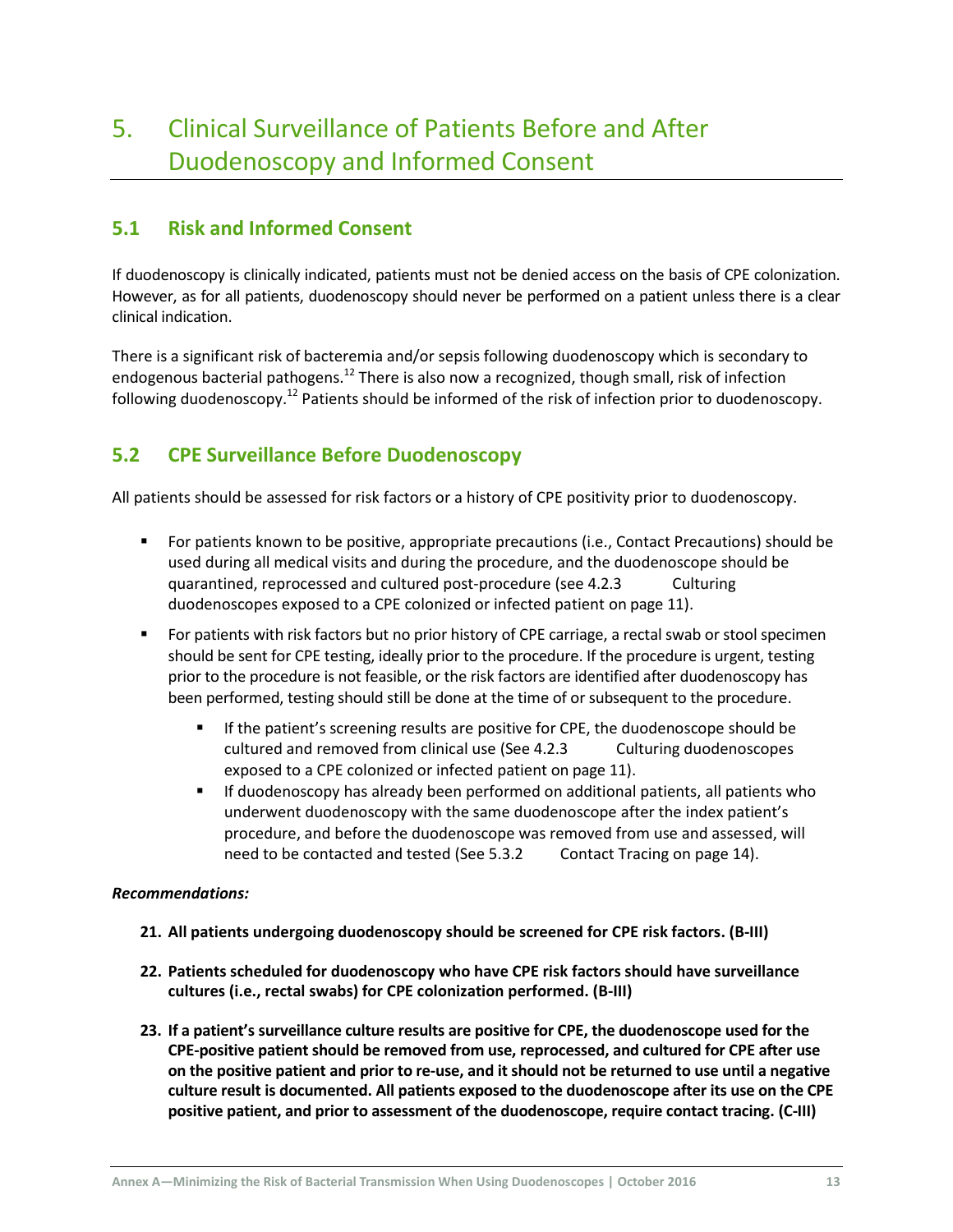# 5. Clinical Surveillance of Patients Before and After Duodenoscopy and Informed Consent

## 5.1 Risk and Informed Consent

If duodenoscopy is clinically indicated, patients must not be denied access on the basis of CPE colonization. However, as for all patients, duodenoscopy should never be performed on a patient unless there is a clear clinical indication.

There is a significant risk of bacteremia and/or sepsis following duodenoscopy which is secondary to endogenous bacterial pathogens.[12] There is also now a recognized, though small, risk of infection following duodenoscopy.[12] Patients should be informed of the risk of infection prior to duodenoscopy.

## 5.2 CPE Surveillance Before Duodenoscopy

All patients should be assessed for risk factors or a history of CPE positivity prior to duodenoscopy.

- For patients known to be positive, appropriate precautions (i.e., Contact Precautions) should be used during all medical visits and during the procedure, and the duodenoscope should be quarantined, reprocessed and cultured post-procedure (see 4.2.3 Culturing duodenoscopes exposed to a CPE colonized or infected patient on page 11).
- For patients with risk factors but no prior history of CPE carriage, a rectal swab or stool specimen should be sent for CPE testing, ideally prior to the procedure. If the procedure is urgent, testing prior to the procedure is not feasible, or the risk factors are identified after duodenoscopy has been performed, testing should still be done at the time of or subsequent to the procedure.
  - If the patient's screening results are positive for CPE, the duodenoscope should be cultured and removed from clinical use (See 4.2.3 Culturing duodenoscopes exposed to a CPE colonized or infected patient on page 11).
  - If duodenoscopy has already been performed on additional patients, all patients who underwent duodenoscopy with the same duodenoscope after the index patient's procedure, and before the duodenoscope was removed from use and assessed, will need to be contacted and tested (See 5.3.2 Contact Tracing on page 14).

***Recommendations:***

21. **All patients undergoing duodenoscopy should be screened for CPE risk factors. (B-III)**
22. **Patients scheduled for duodenoscopy who have CPE risk factors should have surveillance cultures (i.e., rectal swabs) for CPE colonization performed. (B-III)**
23. **If a patient's surveillance culture results are positive for CPE, the duodenoscope used for the CPE-positive patient should be removed from use, reprocessed, and cultured for CPE after use on the positive patient and prior to re-use, and it should not be returned to use until a negative culture result is documented. All patients exposed to the duodenoscope after its use on the CPE positive patient, and prior to assessment of the duodenoscope, require contact tracing. (C-III)**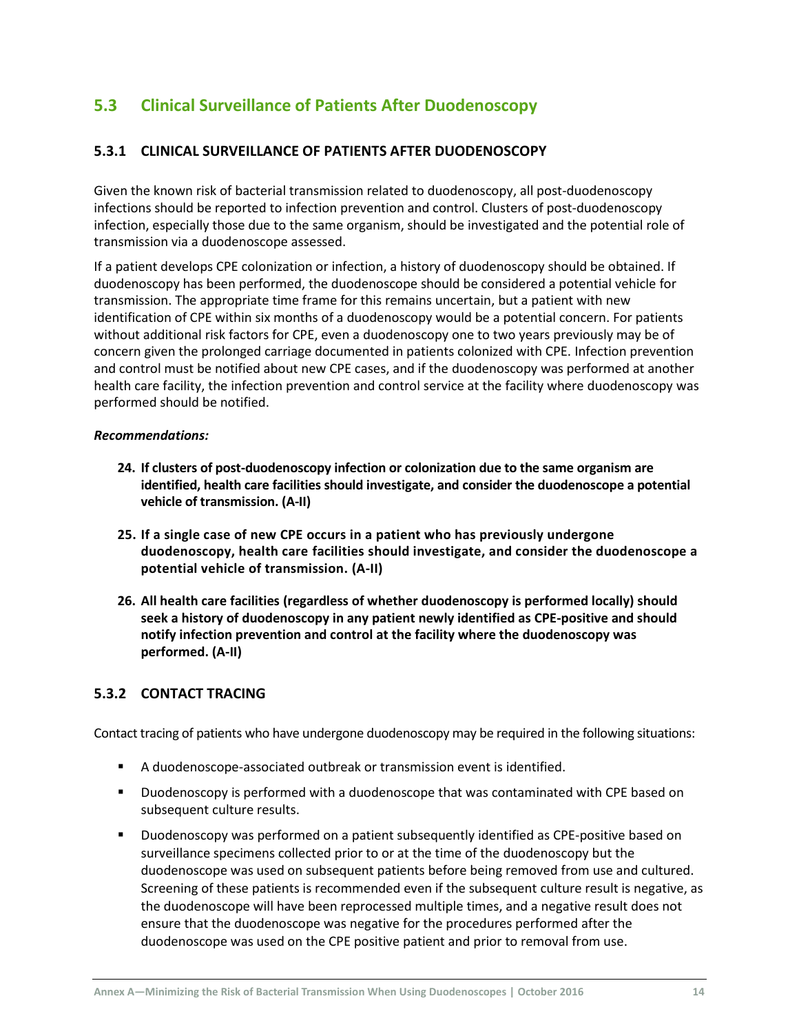## 5.3 Clinical Surveillance of Patients After Duodenoscopy

### 5.3.1 CLINICAL SURVEILLANCE OF PATIENTS AFTER DUODENOSCOPY

Given the known risk of bacterial transmission related to duodenoscopy, all post-duodenoscopy infections should be reported to infection prevention and control. Clusters of post-duodenoscopy infection, especially those due to the same organism, should be investigated and the potential role of transmission via a duodenoscope assessed.

If a patient develops CPE colonization or infection, a history of duodenoscopy should be obtained. If duodenoscopy has been performed, the duodenoscope should be considered a potential vehicle for transmission. The appropriate time frame for this remains uncertain, but a patient with new identification of CPE within six months of a duodenoscopy would be a potential concern. For patients without additional risk factors for CPE, even a duodenoscopy one to two years previously may be of concern given the prolonged carriage documented in patients colonized with CPE. Infection prevention and control must be notified about new CPE cases, and if the duodenoscopy was performed at another health care facility, the infection prevention and control service at the facility where duodenoscopy was performed should be notified.

***Recommendations:***

24. **If clusters of post-duodenoscopy infection or colonization due to the same organism are identified, health care facilities should investigate, and consider the duodenoscope a potential vehicle of transmission. (A-II)**

25. **If a single case of new CPE occurs in a patient who has previously undergone duodenoscopy, health care facilities should investigate, and consider the duodenoscope a potential vehicle of transmission. (A-II)**

26. **All health care facilities (regardless of whether duodenoscopy is performed locally) should seek a history of duodenoscopy in any patient newly identified as CPE-positive and should notify infection prevention and control at the facility where the duodenoscopy was performed. (A-II)**

### 5.3.2 CONTACT TRACING

Contact tracing of patients who have undergone duodenoscopy may be required in the following situations:

- A duodenoscope-associated outbreak or transmission event is identified.
- Duodenoscopy is performed with a duodenoscope that was contaminated with CPE based on subsequent culture results.
- Duodenoscopy was performed on a patient subsequently identified as CPE-positive based on surveillance specimens collected prior to or at the time of the duodenoscopy but the duodenoscope was used on subsequent patients before being removed from use and cultured. Screening of these patients is recommended even if the subsequent culture result is negative, as the duodenoscope will have been reprocessed multiple times, and a negative result does not ensure that the duodenoscope was negative for the procedures performed after the duodenoscope was used on the CPE positive patient and prior to removal from use.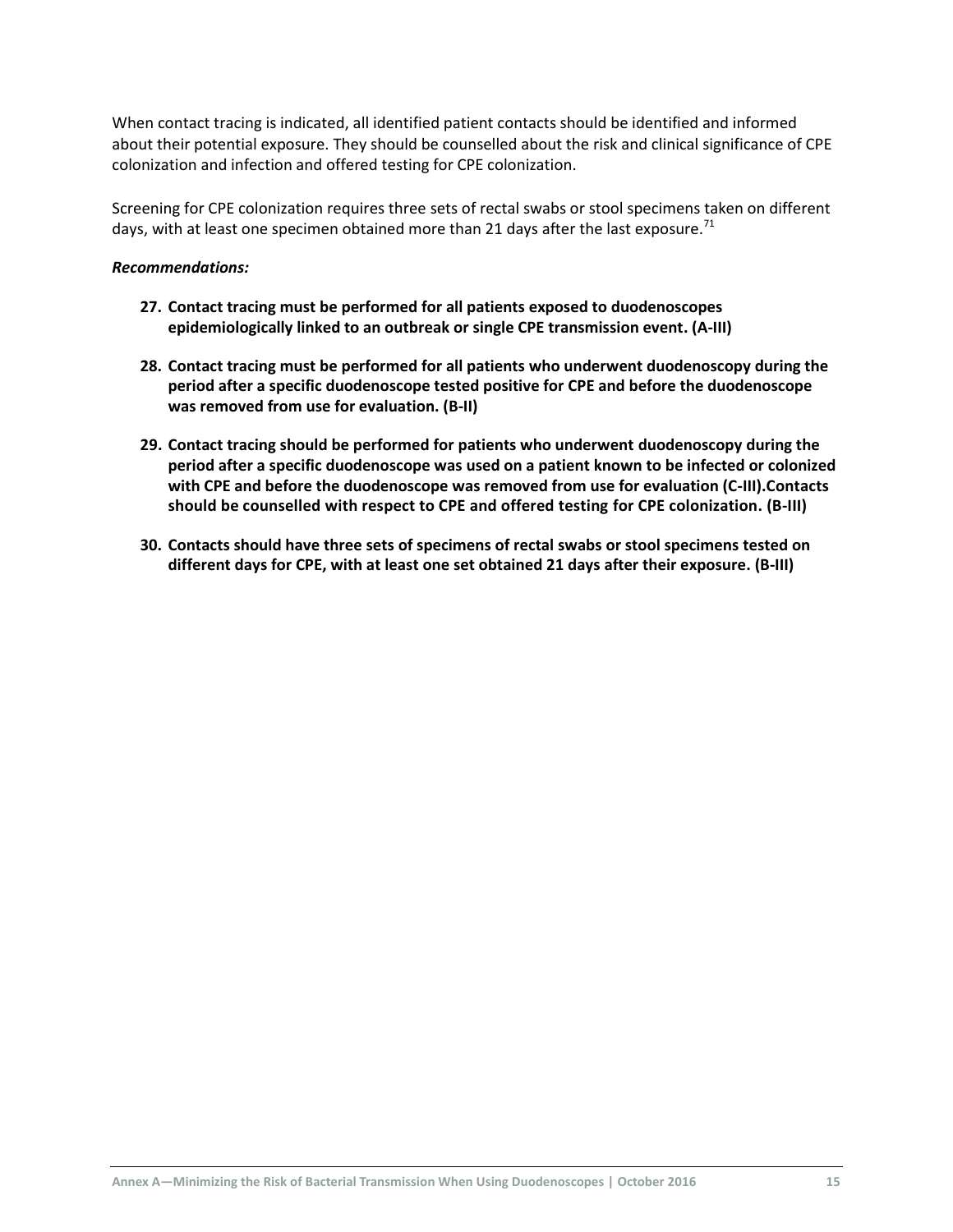When contact tracing is indicated, all identified patient contacts should be identified and informed about their potential exposure. They should be counselled about the risk and clinical significance of CPE colonization and infection and offered testing for CPE colonization.

Screening for CPE colonization requires three sets of rectal swabs or stool specimens taken on different days, with at least one specimen obtained more than 21 days after the last exposure.[71]

***Recommendations:***

27. **Contact tracing must be performed for all patients exposed to duodenoscopes epidemiologically linked to an outbreak or single CPE transmission event. (A-III)**

28. **Contact tracing must be performed for all patients who underwent duodenoscopy during the period after a specific duodenoscope tested positive for CPE and before the duodenoscope was removed from use for evaluation. (B-II)**

29. **Contact tracing should be performed for patients who underwent duodenoscopy during the period after a specific duodenoscope was used on a patient known to be infected or colonized with CPE and before the duodenoscope was removed from use for evaluation (C-III).Contacts should be counselled with respect to CPE and offered testing for CPE colonization. (B-III)**

30. **Contacts should have three sets of specimens of rectal swabs or stool specimens tested on different days for CPE, with at least one set obtained 21 days after their exposure. (B-III)**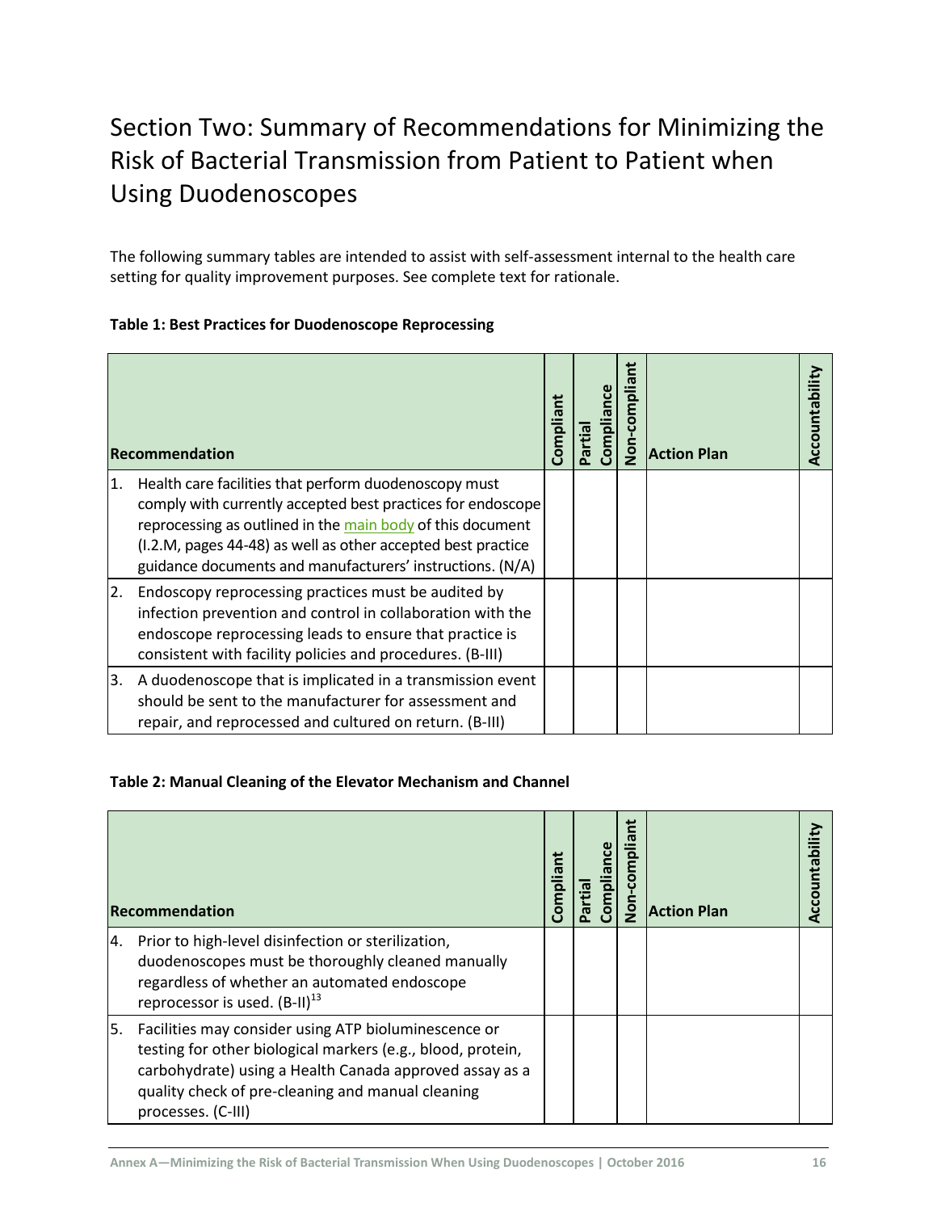# Section Two: Summary of Recommendations for Minimizing the Risk of Bacterial Transmission from Patient to Patient when Using Duodenoscopes

The following summary tables are intended to assist with self-assessment internal to the health care setting for quality improvement purposes. See complete text for rationale.

**Table 1: Best Practices for Duodenoscope Reprocessing**

| Recommendation | Compliant | Partial Compliance | Non-compliant | Action Plan | Accountability |
|---|---|---|---|---|---|
| 1. Health care facilities that perform duodenoscopy must comply with currently accepted best practices for endoscope reprocessing as outlined in the main body of this document (I.2.M, pages 44-48) as well as other accepted best practice guidance documents and manufacturers' instructions. (N/A) | | | | | |
| 2. Endoscopy reprocessing practices must be audited by infection prevention and control in collaboration with the endoscope reprocessing leads to ensure that practice is consistent with facility policies and procedures. (B-III) | | | | | |
| 3. A duodenoscope that is implicated in a transmission event should be sent to the manufacturer for assessment and repair, and reprocessed and cultured on return. (B-III) | | | | | |

**Table 2: Manual Cleaning of the Elevator Mechanism and Channel**

| Recommendation | Compliant | Partial Compliance | Non-compliant | Action Plan | Accountability |
|---|---|---|---|---|---|
| 4. Prior to high-level disinfection or sterilization, duodenoscopes must be thoroughly cleaned manually regardless of whether an automated endoscope reprocessor is used. (B-II)[13] | | | | | |
| 5. Facilities may consider using ATP bioluminescence or testing for other biological markers (e.g., blood, protein, carbohydrate) using a Health Canada approved assay as a quality check of pre-cleaning and manual cleaning processes. (C-III) | | | | | |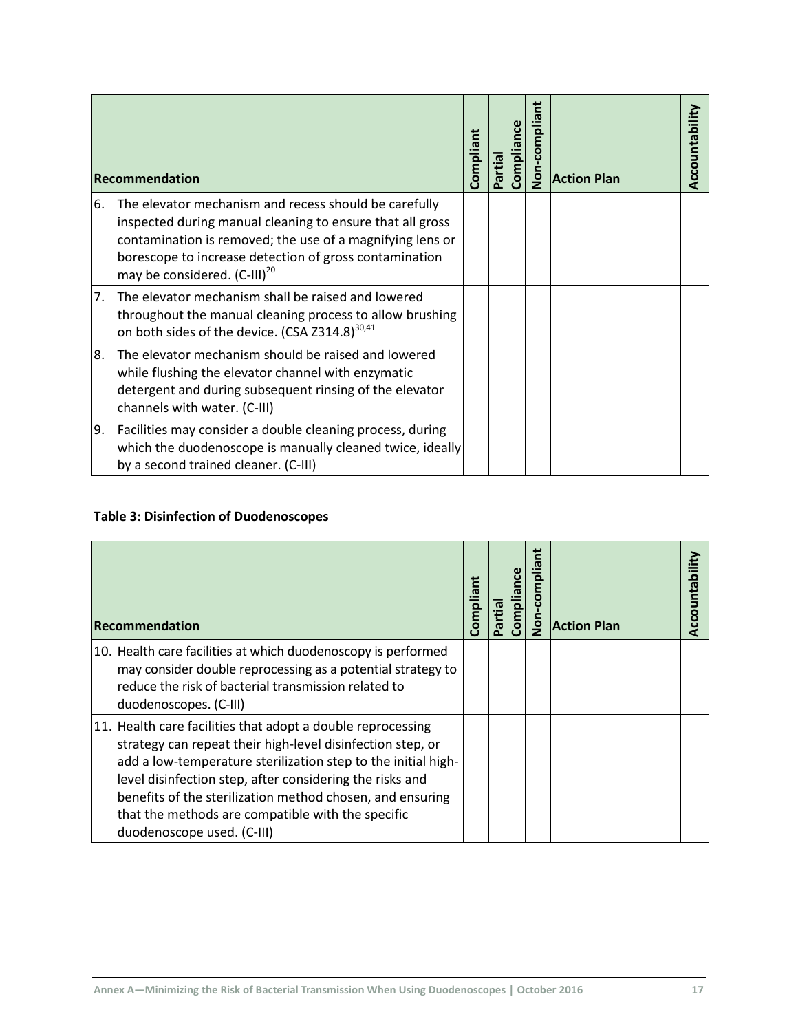| Recommendation | Compliant | Partial Compliance | Non-compliant | Action Plan | Accountability |
| --- | --- | --- | --- | --- | --- |
| 6. The elevator mechanism and recess should be carefully inspected during manual cleaning to ensure that all gross contamination is removed; the use of a magnifying lens or borescope to increase detection of gross contamination may be considered. (C-III)[20] | | | | | |
| 7. The elevator mechanism shall be raised and lowered throughout the manual cleaning process to allow brushing on both sides of the device. (CSA Z314.8)[30,41] | | | | | |
| 8. The elevator mechanism should be raised and lowered while flushing the elevator channel with enzymatic detergent and during subsequent rinsing of the elevator channels with water. (C-III) | | | | | |
| 9. Facilities may consider a double cleaning process, during which the duodenoscope is manually cleaned twice, ideally by a second trained cleaner. (C-III) | | | | | |

**Table 3: Disinfection of Duodenoscopes**

| Recommendation | Compliant | Partial Compliance | Non-compliant | Action Plan | Accountability |
| --- | --- | --- | --- | --- | --- |
| 10. Health care facilities at which duodenoscopy is performed may consider double reprocessing as a potential strategy to reduce the risk of bacterial transmission related to duodenoscopes. (C-III) | | | | | |
| 11. Health care facilities that adopt a double reprocessing strategy can repeat their high-level disinfection step, or add a low-temperature sterilization step to the initial high-level disinfection step, after considering the risks and benefits of the sterilization method chosen, and ensuring that the methods are compatible with the specific duodenoscope used. (C-III) | | | | | |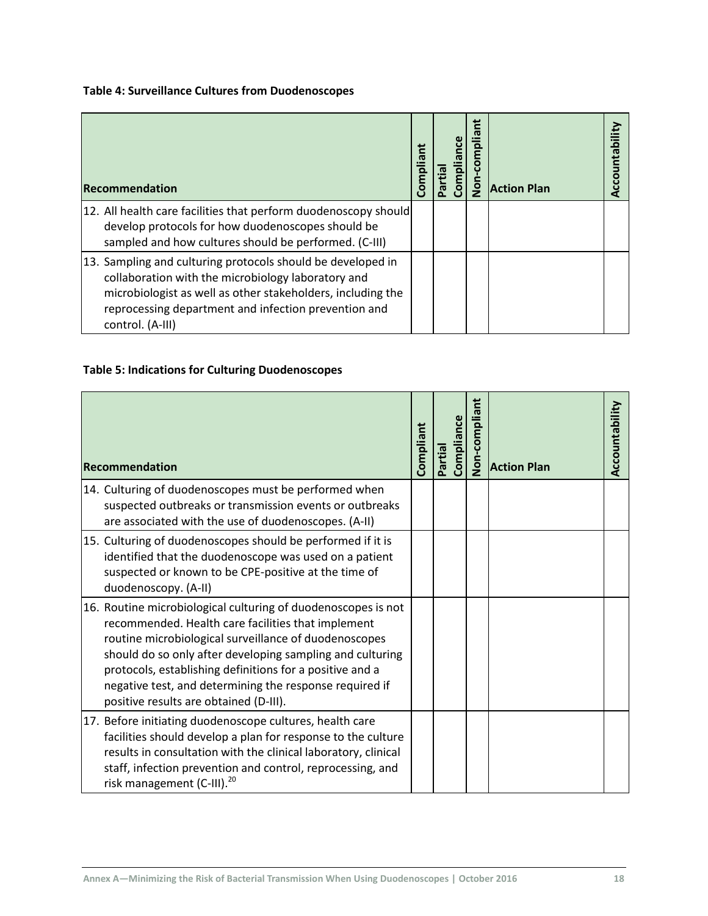**Table 4: Surveillance Cultures from Duodenoscopes**

| Recommendation | Compliant | Partial Compliance | Non-compliant | Action Plan | Accountability |
|---|---|---|---|---|---|
| 12. All health care facilities that perform duodenoscopy should develop protocols for how duodenoscopes should be sampled and how cultures should be performed. (C-III) | | | | | |
| 13. Sampling and culturing protocols should be developed in collaboration with the microbiology laboratory and microbiologist as well as other stakeholders, including the reprocessing department and infection prevention and control. (A-III) | | | | | |

**Table 5: Indications for Culturing Duodenoscopes**

| Recommendation | Compliant | Partial Compliance | Non-compliant | Action Plan | Accountability |
|---|---|---|---|---|---|
| 14. Culturing of duodenoscopes must be performed when suspected outbreaks or transmission events or outbreaks are associated with the use of duodenoscopes. (A-II) | | | | | |
| 15. Culturing of duodenoscopes should be performed if it is identified that the duodenoscope was used on a patient suspected or known to be CPE-positive at the time of duodenoscopy. (A-II) | | | | | |
| 16. Routine microbiological culturing of duodenoscopes is not recommended. Health care facilities that implement routine microbiological surveillance of duodenoscopes should do so only after developing sampling and culturing protocols, establishing definitions for a positive and a negative test, and determining the response required if positive results are obtained (D-III). | | | | | |
| 17. Before initiating duodenoscope cultures, health care facilities should develop a plan for response to the culture results in consultation with the clinical laboratory, clinical staff, infection prevention and control, reprocessing, and risk management (C-III).[20] | | | | | |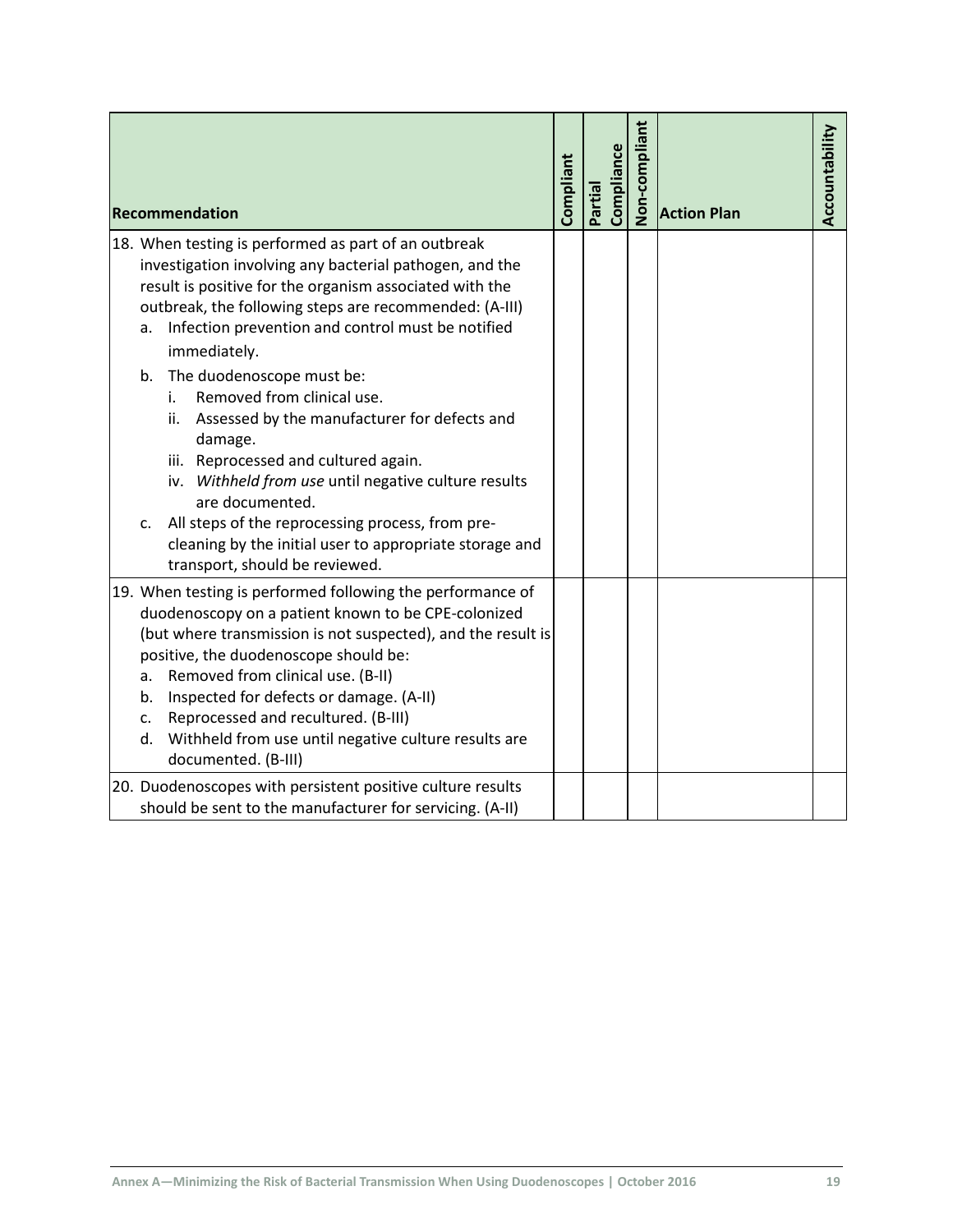| Recommendation | Compliant | Partial Compliance | Non-compliant | Action Plan | Accountability |
|---|---|---|---|---|---|
| 18. When testing is performed as part of an outbreak investigation involving any bacterial pathogen, and the result is positive for the organism associated with the outbreak, the following steps are recommended: (A-III)<br>a. Infection prevention and control must be notified immediately.<br>b. The duodenoscope must be:<br>i. Removed from clinical use.<br>ii. Assessed by the manufacturer for defects and damage.<br>iii. Reprocessed and cultured again.<br>iv. *Withheld from use* until negative culture results are documented.<br>c. All steps of the reprocessing process, from pre-cleaning by the initial user to appropriate storage and transport, should be reviewed. | | | | | |
| 19. When testing is performed following the performance of duodenoscopy on a patient known to be CPE-colonized (but where transmission is not suspected), and the result is positive, the duodenoscope should be:<br>a. Removed from clinical use. (B-II)<br>b. Inspected for defects or damage. (A-II)<br>c. Reprocessed and recultured. (B-III)<br>d. Withheld from use until negative culture results are documented. (B-III) | | | | | |
| 20. Duodenoscopes with persistent positive culture results should be sent to the manufacturer for servicing. (A-II) | | | | | |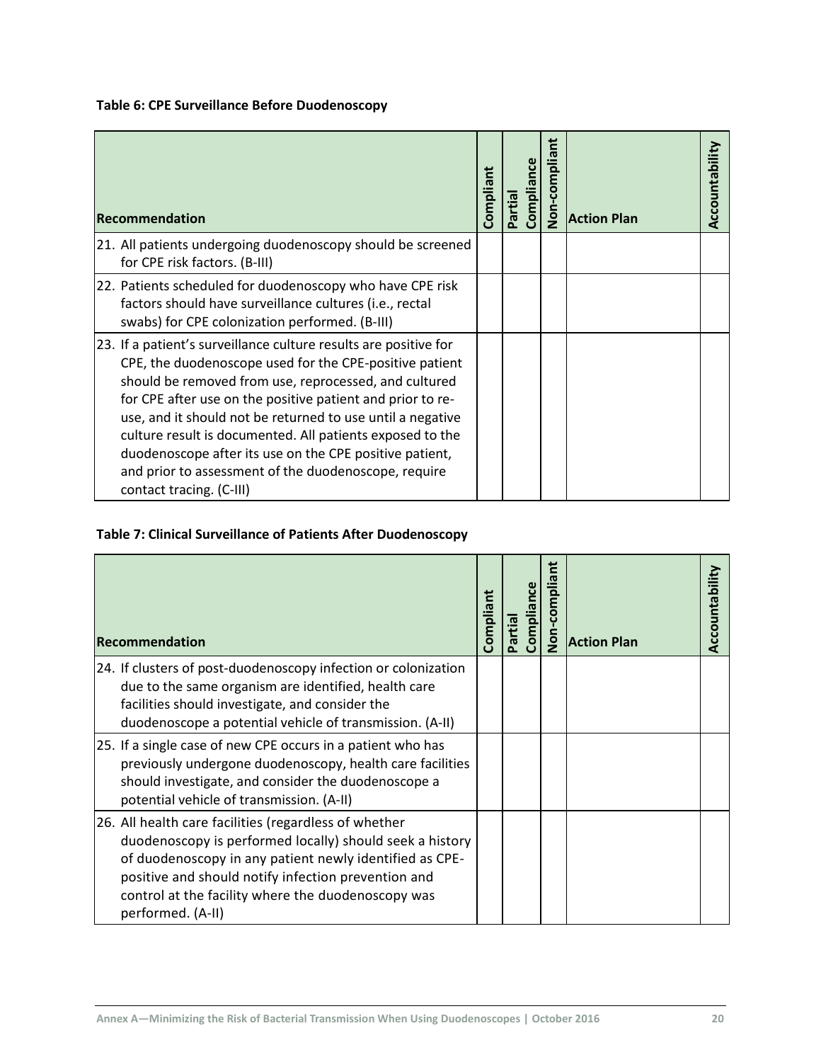**Table 6: CPE Surveillance Before Duodenoscopy**

| Recommendation | Compliant | Partial Compliance | Non-compliant | Action Plan | Accountability |
|---|---|---|---|---|---|
| 21. All patients undergoing duodenoscopy should be screened for CPE risk factors. (B-III) | | | | | |
| 22. Patients scheduled for duodenoscopy who have CPE risk factors should have surveillance cultures (i.e., rectal swabs) for CPE colonization performed. (B-III) | | | | | |
| 23. If a patient's surveillance culture results are positive for CPE, the duodenoscope used for the CPE-positive patient should be removed from use, reprocessed, and cultured for CPE after use on the positive patient and prior to re-use, and it should not be returned to use until a negative culture result is documented. All patients exposed to the duodenoscope after its use on the CPE positive patient, and prior to assessment of the duodenoscope, require contact tracing. (C-III) | | | | | |

**Table 7: Clinical Surveillance of Patients After Duodenoscopy**

| Recommendation | Compliant | Partial Compliance | Non-compliant | Action Plan | Accountability |
|---|---|---|---|---|---|
| 24. If clusters of post-duodenoscopy infection or colonization due to the same organism are identified, health care facilities should investigate, and consider the duodenoscope a potential vehicle of transmission. (A-II) | | | | | |
| 25. If a single case of new CPE occurs in a patient who has previously undergone duodenoscopy, health care facilities should investigate, and consider the duodenoscope a potential vehicle of transmission. (A-II) | | | | | |
| 26. All health care facilities (regardless of whether duodenoscopy is performed locally) should seek a history of duodenoscopy in any patient newly identified as CPE-positive and should notify infection prevention and control at the facility where the duodenoscopy was performed. (A-II) | | | | | |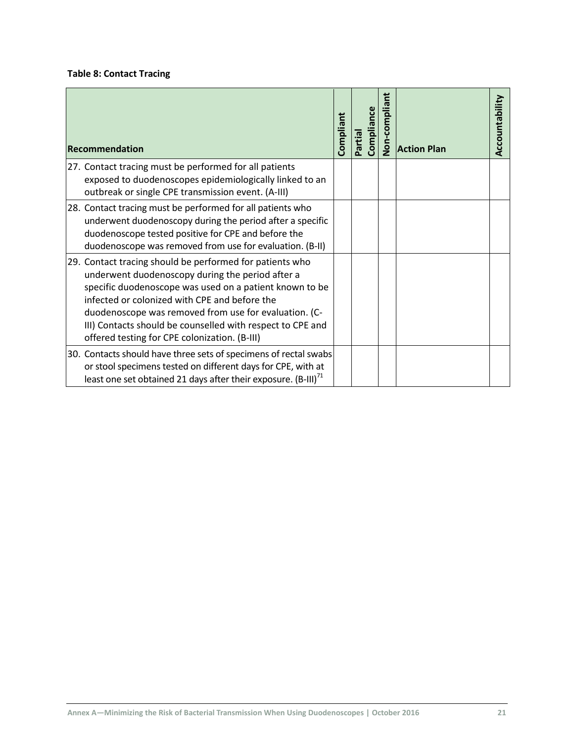**Table 8: Contact Tracing**

| Recommendation | Compliant | Partial Compliance | Non-compliant | Action Plan | Accountability |
|---|---|---|---|---|---|
| 27. Contact tracing must be performed for all patients exposed to duodenoscopes epidemiologically linked to an outbreak or single CPE transmission event. (A-III) | | | | | |
| 28. Contact tracing must be performed for all patients who underwent duodenoscopy during the period after a specific duodenoscope tested positive for CPE and before the duodenoscope was removed from use for evaluation. (B-II) | | | | | |
| 29. Contact tracing should be performed for patients who underwent duodenoscopy during the period after a specific duodenoscope was used on a patient known to be infected or colonized with CPE and before the duodenoscope was removed from use for evaluation. (C-III) Contacts should be counselled with respect to CPE and offered testing for CPE colonization. (B-III) | | | | | |
| 30. Contacts should have three sets of specimens of rectal swabs or stool specimens tested on different days for CPE, with at least one set obtained 21 days after their exposure. (B-III)[71] | | | | | |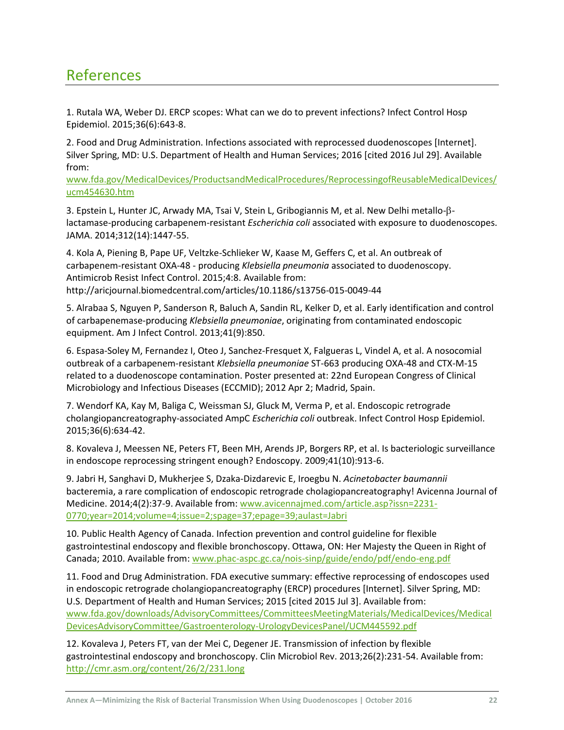# References

1. Rutala WA, Weber DJ. ERCP scopes: What can we do to prevent infections? Infect Control Hosp Epidemiol. 2015;36(6):643-8.

2. Food and Drug Administration. Infections associated with reprocessed duodenoscopes [Internet]. Silver Spring, MD: U.S. Department of Health and Human Services; 2016 [cited 2016 Jul 29]. Available from: www.fda.gov/MedicalDevices/ProductsandMedicalProcedures/ReprocessingofReusableMedicalDevices/ucm454630.htm

3. Epstein L, Hunter JC, Arwady MA, Tsai V, Stein L, Gribogiannis M, et al. New Delhi metallo-β-lactamase-producing carbapenem-resistant *Escherichia coli* associated with exposure to duodenoscopes. JAMA. 2014;312(14):1447-55.

4. Kola A, Piening B, Pape UF, Veltzke-Schlieker W, Kaase M, Geffers C, et al. An outbreak of carbapenem-resistant OXA-48 - producing *Klebsiella pneumonia* associated to duodenoscopy. Antimicrob Resist Infect Control. 2015;4:8. Available from: http://aricjournal.biomedcentral.com/articles/10.1186/s13756-015-0049-44

5. Alrabaa S, Nguyen P, Sanderson R, Baluch A, Sandin RL, Kelker D, et al. Early identification and control of carbapenemase-producing *Klebsiella pneumoniae*, originating from contaminated endoscopic equipment. Am J Infect Control. 2013;41(9):850.

6. Espasa-Soley M, Fernandez I, Oteo J, Sanchez-Fresquet X, Falgueras L, Vindel A, et al. A nosocomial outbreak of a carbapenem-resistant *Klebsiella pneumoniae* ST-663 producing OXA-48 and CTX-M-15 related to a duodenoscope contamination. Poster presented at: 22nd European Congress of Clinical Microbiology and Infectious Diseases (ECCMID); 2012 Apr 2; Madrid, Spain.

7. Wendorf KA, Kay M, Baliga C, Weissman SJ, Gluck M, Verma P, et al. Endoscopic retrograde cholangiopancreatography-associated AmpC *Escherichia coli* outbreak. Infect Control Hosp Epidemiol. 2015;36(6):634-42.

8. Kovaleva J, Meessen NE, Peters FT, Been MH, Arends JP, Borgers RP, et al. Is bacteriologic surveillance in endoscope reprocessing stringent enough? Endoscopy. 2009;41(10):913-6.

9. Jabri H, Sanghavi D, Mukherjee S, Dzaka-Dizdarevic E, Iroegbu N. *Acinetobacter baumannii* bacteremia, a rare complication of endoscopic retrograde cholagiopancreatography! Avicenna Journal of Medicine. 2014;4(2):37-9. Available from: www.avicennajmed.com/article.asp?issn=2231-0770;year=2014;volume=4;issue=2;spage=37;epage=39;aulast=Jabri

10. Public Health Agency of Canada. Infection prevention and control guideline for flexible gastrointestinal endoscopy and flexible bronchoscopy. Ottawa, ON: Her Majesty the Queen in Right of Canada; 2010. Available from: www.phac-aspc.gc.ca/nois-sinp/guide/endo/pdf/endo-eng.pdf

11. Food and Drug Administration. FDA executive summary: effective reprocessing of endoscopes used in endoscopic retrograde cholangiopancreatography (ERCP) procedures [Internet]. Silver Spring, MD: U.S. Department of Health and Human Services; 2015 [cited 2015 Jul 3]. Available from: www.fda.gov/downloads/AdvisoryCommittees/CommitteesMeetingMaterials/MedicalDevices/MedicalDevicesAdvisoryCommittee/Gastroenterology-UrologyDevicesPanel/UCM445592.pdf

12. Kovaleva J, Peters FT, van der Mei C, Degener JE. Transmission of infection by flexible gastrointestinal endoscopy and bronchoscopy. Clin Microbiol Rev. 2013;26(2):231-54. Available from: http://cmr.asm.org/content/26/2/231.long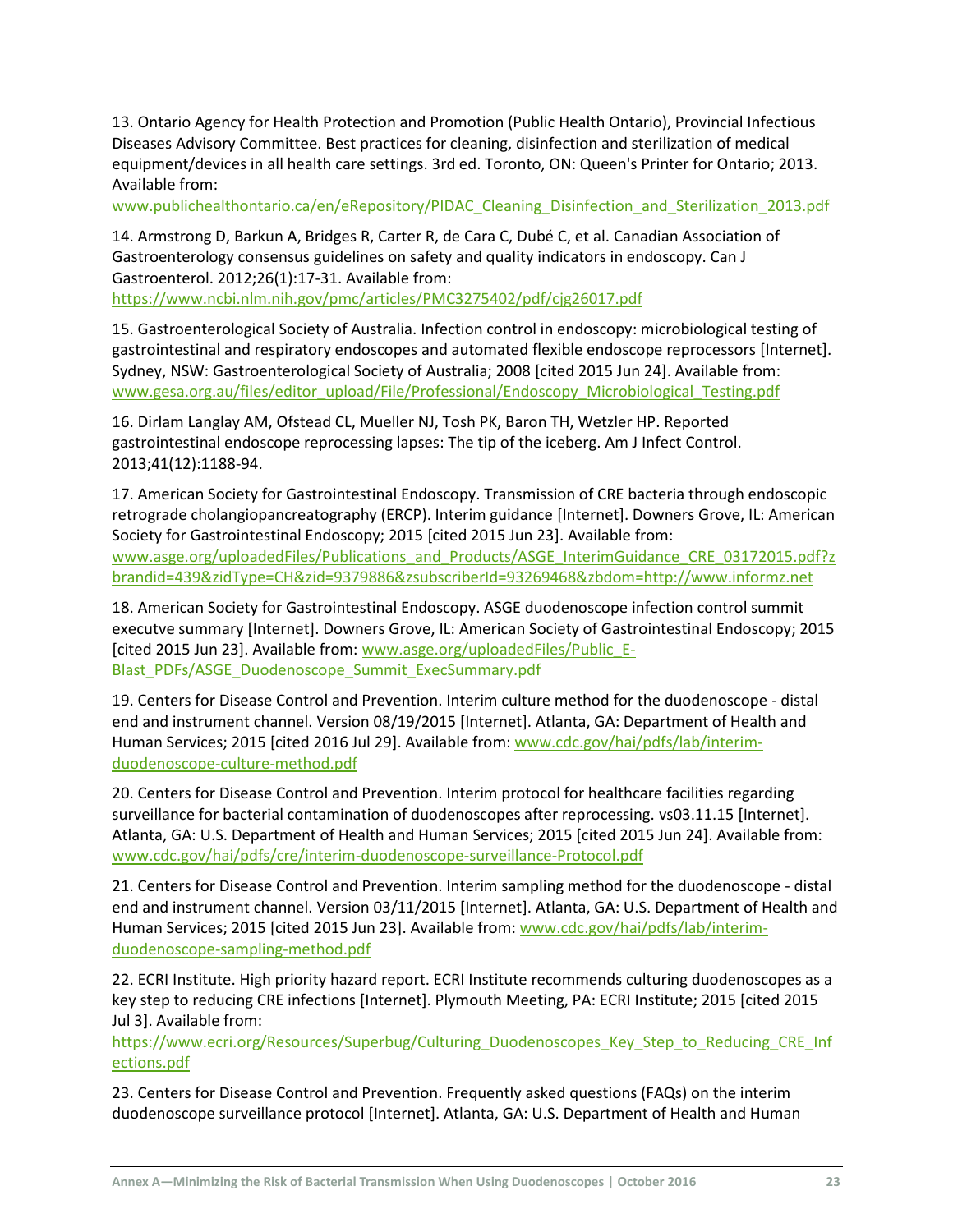13. Ontario Agency for Health Protection and Promotion (Public Health Ontario), Provincial Infectious Diseases Advisory Committee. Best practices for cleaning, disinfection and sterilization of medical equipment/devices in all health care settings. 3rd ed. Toronto, ON: Queen's Printer for Ontario; 2013. Available from: www.publichealthontario.ca/en/eRepository/PIDAC_Cleaning_Disinfection_and_Sterilization_2013.pdf

14. Armstrong D, Barkun A, Bridges R, Carter R, de Cara C, Dubé C, et al. Canadian Association of Gastroenterology consensus guidelines on safety and quality indicators in endoscopy. Can J Gastroenterol. 2012;26(1):17-31. Available from: https://www.ncbi.nlm.nih.gov/pmc/articles/PMC3275402/pdf/cjg26017.pdf

15. Gastroenterological Society of Australia. Infection control in endoscopy: microbiological testing of gastrointestinal and respiratory endoscopes and automated flexible endoscope reprocessors [Internet]. Sydney, NSW: Gastroenterological Society of Australia; 2008 [cited 2015 Jun 24]. Available from: www.gesa.org.au/files/editor_upload/File/Professional/Endoscopy_Microbiological_Testing.pdf

16. Dirlam Langlay AM, Ofstead CL, Mueller NJ, Tosh PK, Baron TH, Wetzler HP. Reported gastrointestinal endoscope reprocessing lapses: The tip of the iceberg. Am J Infect Control. 2013;41(12):1188-94.

17. American Society for Gastrointestinal Endoscopy. Transmission of CRE bacteria through endoscopic retrograde cholangiopancreatography (ERCP). Interim guidance [Internet]. Downers Grove, IL: American Society for Gastrointestinal Endoscopy; 2015 [cited 2015 Jun 23]. Available from: www.asge.org/uploadedFiles/Publications_and_Products/ASGE_InterimGuidance_CRE_03172015.pdf?zbrandid=439&zidType=CH&zid=9379886&zsubscriberId=93269468&zbdom=http://www.informz.net

18. American Society for Gastrointestinal Endoscopy. ASGE duodenoscope infection control summit executve summary [Internet]. Downers Grove, IL: American Society of Gastrointestinal Endoscopy; 2015 [cited 2015 Jun 23]. Available from: www.asge.org/uploadedFiles/Public_E-Blast_PDFs/ASGE_Duodenoscope_Summit_ExecSummary.pdf

19. Centers for Disease Control and Prevention. Interim culture method for the duodenoscope - distal end and instrument channel. Version 08/19/2015 [Internet]. Atlanta, GA: Department of Health and Human Services; 2015 [cited 2016 Jul 29]. Available from: www.cdc.gov/hai/pdfs/lab/interim-duodenoscope-culture-method.pdf

20. Centers for Disease Control and Prevention. Interim protocol for healthcare facilities regarding surveillance for bacterial contamination of duodenoscopes after reprocessing. vs03.11.15 [Internet]. Atlanta, GA: U.S. Department of Health and Human Services; 2015 [cited 2015 Jun 24]. Available from: www.cdc.gov/hai/pdfs/cre/interim-duodenoscope-surveillance-Protocol.pdf

21. Centers for Disease Control and Prevention. Interim sampling method for the duodenoscope - distal end and instrument channel. Version 03/11/2015 [Internet]. Atlanta, GA: U.S. Department of Health and Human Services; 2015 [cited 2015 Jun 23]. Available from: www.cdc.gov/hai/pdfs/lab/interim-duodenoscope-sampling-method.pdf

22. ECRI Institute. High priority hazard report. ECRI Institute recommends culturing duodenoscopes as a key step to reducing CRE infections [Internet]. Plymouth Meeting, PA: ECRI Institute; 2015 [cited 2015 Jul 3]. Available from: https://www.ecri.org/Resources/Superbug/Culturing_Duodenoscopes_Key_Step_to_Reducing_CRE_Infections.pdf

23. Centers for Disease Control and Prevention. Frequently asked questions (FAQs) on the interim duodenoscope surveillance protocol [Internet]. Atlanta, GA: U.S. Department of Health and Human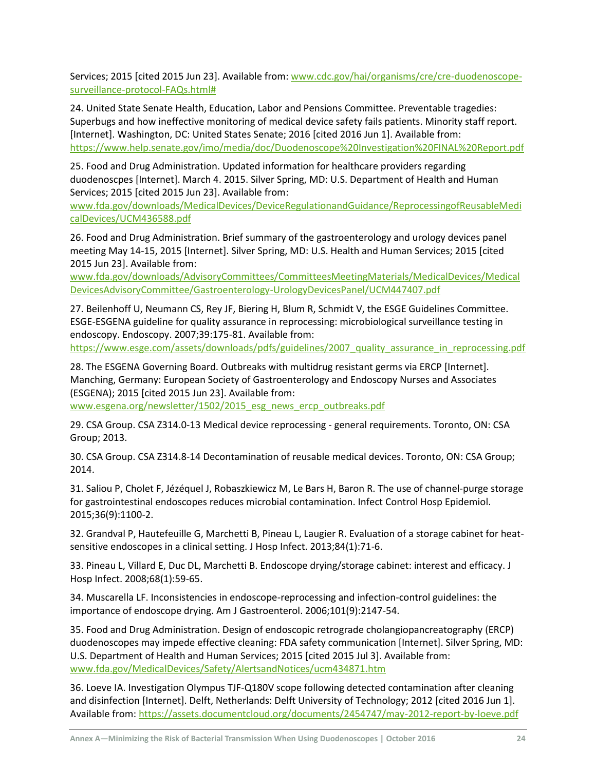Services; 2015 [cited 2015 Jun 23]. Available from: www.cdc.gov/hai/organisms/cre/cre-duodenoscope-surveillance-protocol-FAQs.html#

24. United State Senate Health, Education, Labor and Pensions Committee. Preventable tragedies: Superbugs and how ineffective monitoring of medical device safety fails patients. Minority staff report. [Internet]. Washington, DC: United States Senate; 2016 [cited 2016 Jun 1]. Available from: https://www.help.senate.gov/imo/media/doc/Duodenoscope%20Investigation%20FINAL%20Report.pdf

25. Food and Drug Administration. Updated information for healthcare providers regarding duodenoscpes [Internet]. March 4. 2015. Silver Spring, MD: U.S. Department of Health and Human Services; 2015 [cited 2015 Jun 23]. Available from: www.fda.gov/downloads/MedicalDevices/DeviceRegulationandGuidance/ReprocessingofReusableMedicalDevices/UCM436588.pdf

26. Food and Drug Administration. Brief summary of the gastroenterology and urology devices panel meeting May 14-15, 2015 [Internet]. Silver Spring, MD: U.S. Health and Human Services; 2015 [cited 2015 Jun 23]. Available from: www.fda.gov/downloads/AdvisoryCommittees/CommitteesMeetingMaterials/MedicalDevices/MedicalDevicesAdvisoryCommittee/Gastroenterology-UrologyDevicesPanel/UCM447407.pdf

27. Beilenhoff U, Neumann CS, Rey JF, Biering H, Blum R, Schmidt V, the ESGE Guidelines Committee. ESGE-ESGENA guideline for quality assurance in reprocessing: microbiological surveillance testing in endoscopy. Endoscopy. 2007;39:175-81. Available from: https://www.esge.com/assets/downloads/pdfs/guidelines/2007_quality_assurance_in_reprocessing.pdf

28. The ESGENA Governing Board. Outbreaks with multidrug resistant germs via ERCP [Internet]. Manching, Germany: European Society of Gastroenterology and Endoscopy Nurses and Associates (ESGENA); 2015 [cited 2015 Jun 23]. Available from: www.esgena.org/newsletter/1502/2015_esg_news_ercp_outbreaks.pdf

29. CSA Group. CSA Z314.0-13 Medical device reprocessing - general requirements. Toronto, ON: CSA Group; 2013.

30. CSA Group. CSA Z314.8-14 Decontamination of reusable medical devices. Toronto, ON: CSA Group; 2014.

31. Saliou P, Cholet F, Jézéquel J, Robaszkiewicz M, Le Bars H, Baron R. The use of channel-purge storage for gastrointestinal endoscopes reduces microbial contamination. Infect Control Hosp Epidemiol. 2015;36(9):1100-2.

32. Grandval P, Hautefeuille G, Marchetti B, Pineau L, Laugier R. Evaluation of a storage cabinet for heat-sensitive endoscopes in a clinical setting. J Hosp Infect. 2013;84(1):71-6.

33. Pineau L, Villard E, Duc DL, Marchetti B. Endoscope drying/storage cabinet: interest and efficacy. J Hosp Infect. 2008;68(1):59-65.

34. Muscarella LF. Inconsistencies in endoscope-reprocessing and infection-control guidelines: the importance of endoscope drying. Am J Gastroenterol. 2006;101(9):2147-54.

35. Food and Drug Administration. Design of endoscopic retrograde cholangiopancreatography (ERCP) duodenoscopes may impede effective cleaning: FDA safety communication [Internet]. Silver Spring, MD: U.S. Department of Health and Human Services; 2015 [cited 2015 Jul 3]. Available from: www.fda.gov/MedicalDevices/Safety/AlertsandNotices/ucm434871.htm

36. Loeve IA. Investigation Olympus TJF-Q180V scope following detected contamination after cleaning and disinfection [Internet]. Delft, Netherlands: Delft University of Technology; 2012 [cited 2016 Jun 1]. Available from: https://assets.documentcloud.org/documents/2454747/may-2012-report-by-loeve.pdf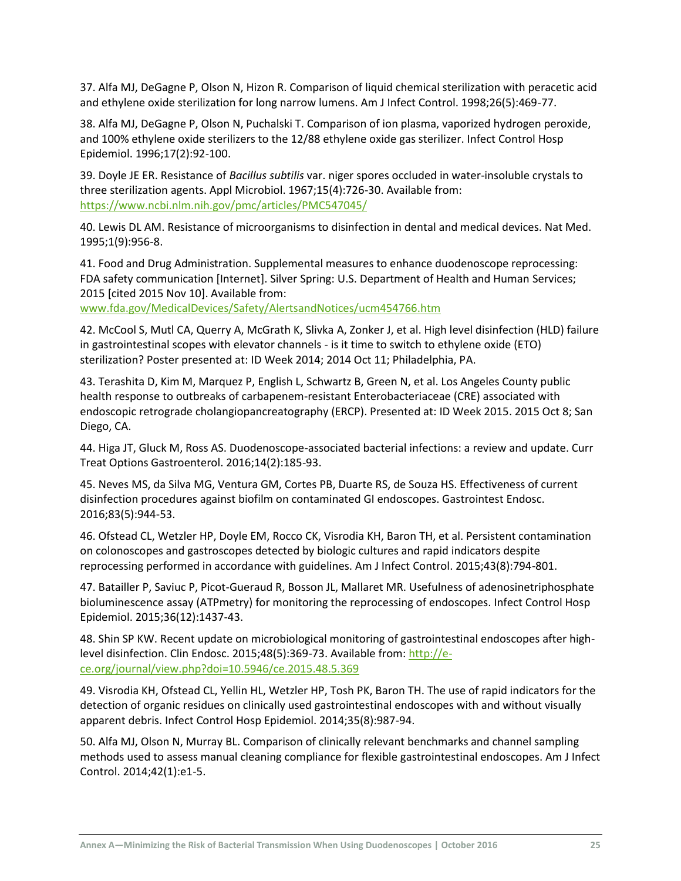37. Alfa MJ, DeGagne P, Olson N, Hizon R. Comparison of liquid chemical sterilization with peracetic acid and ethylene oxide sterilization for long narrow lumens. Am J Infect Control. 1998;26(5):469-77.

38. Alfa MJ, DeGagne P, Olson N, Puchalski T. Comparison of ion plasma, vaporized hydrogen peroxide, and 100% ethylene oxide sterilizers to the 12/88 ethylene oxide gas sterilizer. Infect Control Hosp Epidemiol. 1996;17(2):92-100.

39. Doyle JE ER. Resistance of *Bacillus subtilis* var. niger spores occluded in water-insoluble crystals to three sterilization agents. Appl Microbiol. 1967;15(4):726-30. Available from: https://www.ncbi.nlm.nih.gov/pmc/articles/PMC547045/

40. Lewis DL AM. Resistance of microorganisms to disinfection in dental and medical devices. Nat Med. 1995;1(9):956-8.

41. Food and Drug Administration. Supplemental measures to enhance duodenoscope reprocessing: FDA safety communication [Internet]. Silver Spring: U.S. Department of Health and Human Services; 2015 [cited 2015 Nov 10]. Available from: www.fda.gov/MedicalDevices/Safety/AlertsandNotices/ucm454766.htm

42. McCool S, Mutl CA, Querry A, McGrath K, Slivka A, Zonker J, et al. High level disinfection (HLD) failure in gastrointestinal scopes with elevator channels - is it time to switch to ethylene oxide (ETO) sterilization? Poster presented at: ID Week 2014; 2014 Oct 11; Philadelphia, PA.

43. Terashita D, Kim M, Marquez P, English L, Schwartz B, Green N, et al. Los Angeles County public health response to outbreaks of carbapenem-resistant Enterobacteriaceae (CRE) associated with endoscopic retrograde cholangiopancreatography (ERCP). Presented at: ID Week 2015. 2015 Oct 8; San Diego, CA.

44. Higa JT, Gluck M, Ross AS. Duodenoscope-associated bacterial infections: a review and update. Curr Treat Options Gastroenterol. 2016;14(2):185-93.

45. Neves MS, da Silva MG, Ventura GM, Cortes PB, Duarte RS, de Souza HS. Effectiveness of current disinfection procedures against biofilm on contaminated GI endoscopes. Gastrointest Endosc. 2016;83(5):944-53.

46. Ofstead CL, Wetzler HP, Doyle EM, Rocco CK, Visrodia KH, Baron TH, et al. Persistent contamination on colonoscopes and gastroscopes detected by biologic cultures and rapid indicators despite reprocessing performed in accordance with guidelines. Am J Infect Control. 2015;43(8):794-801.

47. Batailler P, Saviuc P, Picot-Gueraud R, Bosson JL, Mallaret MR. Usefulness of adenosinetriphosphate bioluminescence assay (ATPmetry) for monitoring the reprocessing of endoscopes. Infect Control Hosp Epidemiol. 2015;36(12):1437-43.

48. Shin SP KW. Recent update on microbiological monitoring of gastrointestinal endoscopes after high-level disinfection. Clin Endosc. 2015;48(5):369-73. Available from: http://e-ce.org/journal/view.php?doi=10.5946/ce.2015.48.5.369

49. Visrodia KH, Ofstead CL, Yellin HL, Wetzler HP, Tosh PK, Baron TH. The use of rapid indicators for the detection of organic residues on clinically used gastrointestinal endoscopes with and without visually apparent debris. Infect Control Hosp Epidemiol. 2014;35(8):987-94.

50. Alfa MJ, Olson N, Murray BL. Comparison of clinically relevant benchmarks and channel sampling methods used to assess manual cleaning compliance for flexible gastrointestinal endoscopes. Am J Infect Control. 2014;42(1):e1-5.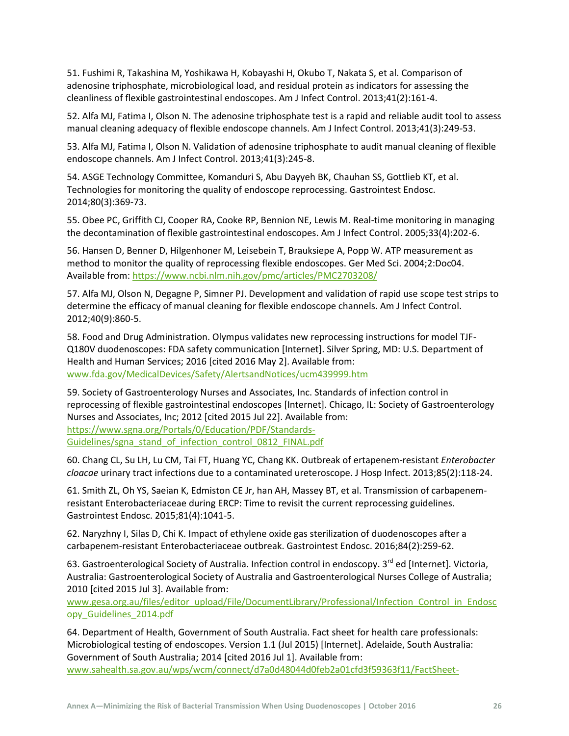51. Fushimi R, Takashina M, Yoshikawa H, Kobayashi H, Okubo T, Nakata S, et al. Comparison of adenosine triphosphate, microbiological load, and residual protein as indicators for assessing the cleanliness of flexible gastrointestinal endoscopes. Am J Infect Control. 2013;41(2):161-4.

52. Alfa MJ, Fatima I, Olson N. The adenosine triphosphate test is a rapid and reliable audit tool to assess manual cleaning adequacy of flexible endoscope channels. Am J Infect Control. 2013;41(3):249-53.

53. Alfa MJ, Fatima I, Olson N. Validation of adenosine triphosphate to audit manual cleaning of flexible endoscope channels. Am J Infect Control. 2013;41(3):245-8.

54. ASGE Technology Committee, Komanduri S, Abu Dayyeh BK, Chauhan SS, Gottlieb KT, et al. Technologies for monitoring the quality of endoscope reprocessing. Gastrointest Endosc. 2014;80(3):369-73.

55. Obee PC, Griffith CJ, Cooper RA, Cooke RP, Bennion NE, Lewis M. Real-time monitoring in managing the decontamination of flexible gastrointestinal endoscopes. Am J Infect Control. 2005;33(4):202-6.

56. Hansen D, Benner D, Hilgenhoner M, Leisebein T, Brauksiepe A, Popp W. ATP measurement as method to monitor the quality of reprocessing flexible endoscopes. Ger Med Sci. 2004;2:Doc04. Available from: https://www.ncbi.nlm.nih.gov/pmc/articles/PMC2703208/

57. Alfa MJ, Olson N, Degagne P, Simner PJ. Development and validation of rapid use scope test strips to determine the efficacy of manual cleaning for flexible endoscope channels. Am J Infect Control. 2012;40(9):860-5.

58. Food and Drug Administration. Olympus validates new reprocessing instructions for model TJF-Q180V duodenoscopes: FDA safety communication [Internet]. Silver Spring, MD: U.S. Department of Health and Human Services; 2016 [cited 2016 May 2]. Available from: www.fda.gov/MedicalDevices/Safety/AlertsandNotices/ucm439999.htm

59. Society of Gastroenterology Nurses and Associates, Inc. Standards of infection control in reprocessing of flexible gastrointestinal endoscopes [Internet]. Chicago, IL: Society of Gastroenterology Nurses and Associates, Inc; 2012 [cited 2015 Jul 22]. Available from: https://www.sgna.org/Portals/0/Education/PDF/Standards-Guidelines/sgna_stand_of_infection_control_0812_FINAL.pdf

60. Chang CL, Su LH, Lu CM, Tai FT, Huang YC, Chang KK. Outbreak of ertapenem-resistant *Enterobacter cloacae* urinary tract infections due to a contaminated ureteroscope. J Hosp Infect. 2013;85(2):118-24.

61. Smith ZL, Oh YS, Saeian K, Edmiston CE Jr, han AH, Massey BT, et al. Transmission of carbapenem-resistant Enterobacteriaceae during ERCP: Time to revisit the current reprocessing guidelines. Gastrointest Endosc. 2015;81(4):1041-5.

62. Naryzhny I, Silas D, Chi K. Impact of ethylene oxide gas sterilization of duodenoscopes after a carbapenem-resistant Enterobacteriaceae outbreak. Gastrointest Endosc. 2016;84(2):259-62.

63. Gastroenterological Society of Australia. Infection control in endoscopy. 3rd ed [Internet]. Victoria, Australia: Gastroenterological Society of Australia and Gastroenterological Nurses College of Australia; 2010 [cited 2015 Jul 3]. Available from: www.gesa.org.au/files/editor_upload/File/DocumentLibrary/Professional/Infection_Control_in_Endoscopy_Guidelines_2014.pdf

64. Department of Health, Government of South Australia. Fact sheet for health care professionals: Microbiological testing of endoscopes. Version 1.1 (Jul 2015) [Internet]. Adelaide, South Australia: Government of South Australia; 2014 [cited 2016 Jul 1]. Available from: www.sahealth.sa.gov.au/wps/wcm/connect/d7a0d48044d0feb2a01cfd3f59363f11/FactSheet-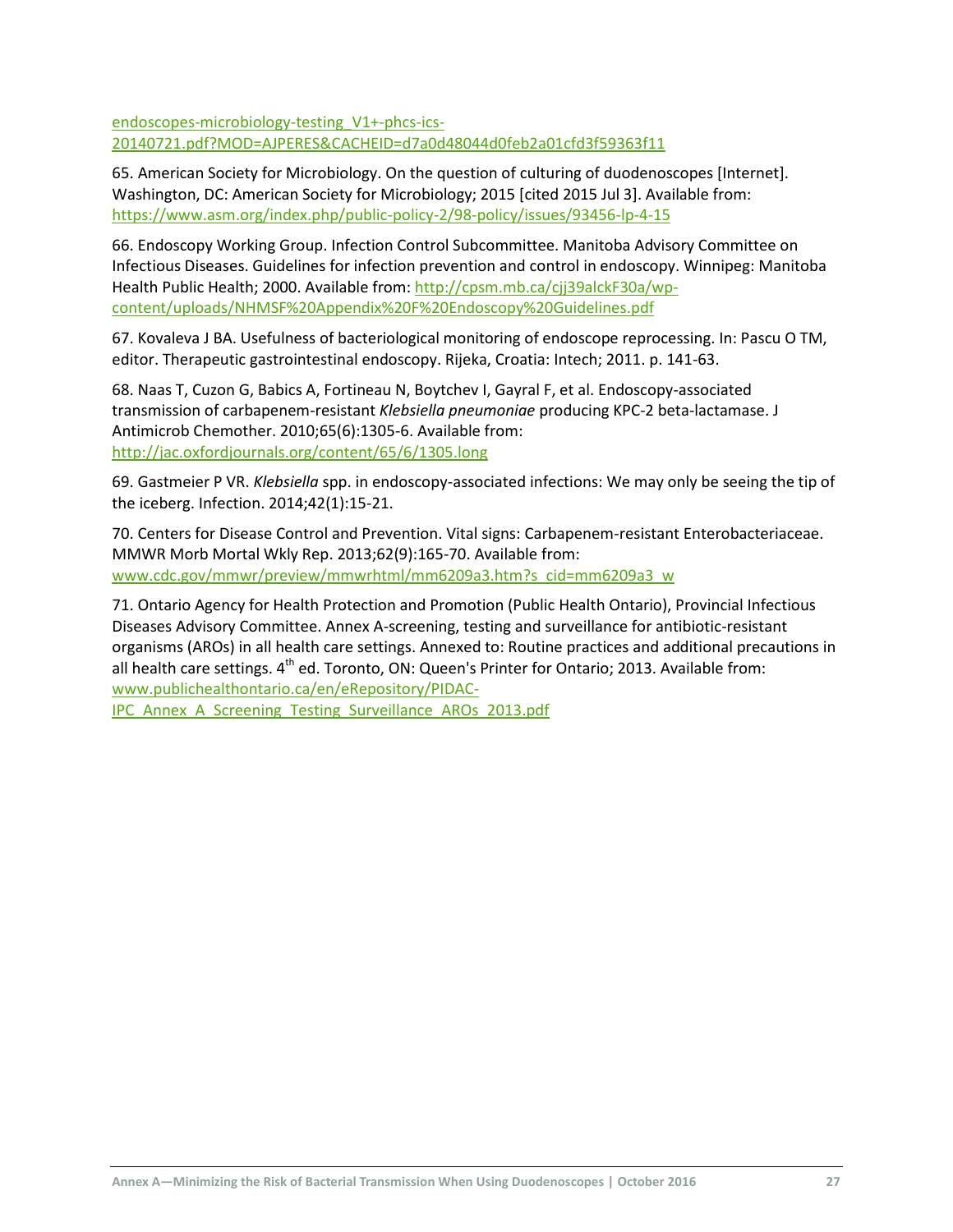endoscopes-microbiology-testing_V1+-phcs-ics-20140721.pdf?MOD=AJPERES&CACHEID=d7a0d48044d0feb2a01cfd3f59363f11

65. American Society for Microbiology. On the question of culturing of duodenoscopes [Internet]. Washington, DC: American Society for Microbiology; 2015 [cited 2015 Jul 3]. Available from: https://www.asm.org/index.php/public-policy-2/98-policy/issues/93456-lp-4-15

66. Endoscopy Working Group. Infection Control Subcommittee. Manitoba Advisory Committee on Infectious Diseases. Guidelines for infection prevention and control in endoscopy. Winnipeg: Manitoba Health Public Health; 2000. Available from: http://cpsm.mb.ca/cjj39alckF30a/wp-content/uploads/NHMSF%20Appendix%20F%20Endoscopy%20Guidelines.pdf

67. Kovaleva J BA. Usefulness of bacteriological monitoring of endoscope reprocessing. In: Pascu O TM, editor. Therapeutic gastrointestinal endoscopy. Rijeka, Croatia: Intech; 2011. p. 141-63.

68. Naas T, Cuzon G, Babics A, Fortineau N, Boytchev I, Gayral F, et al. Endoscopy-associated transmission of carbapenem-resistant *Klebsiella pneumoniae* producing KPC-2 beta-lactamase. J Antimicrob Chemother. 2010;65(6):1305-6. Available from: http://jac.oxfordjournals.org/content/65/6/1305.long

69. Gastmeier P VR. *Klebsiella* spp. in endoscopy-associated infections: We may only be seeing the tip of the iceberg. Infection. 2014;42(1):15-21.

70. Centers for Disease Control and Prevention. Vital signs: Carbapenem-resistant Enterobacteriaceae. MMWR Morb Mortal Wkly Rep. 2013;62(9):165-70. Available from: www.cdc.gov/mmwr/preview/mmwrhtml/mm6209a3.htm?s_cid=mm6209a3_w

71. Ontario Agency for Health Protection and Promotion (Public Health Ontario), Provincial Infectious Diseases Advisory Committee. Annex A-screening, testing and surveillance for antibiotic-resistant organisms (AROs) in all health care settings. Annexed to: Routine practices and additional precautions in all health care settings. 4th ed. Toronto, ON: Queen's Printer for Ontario; 2013. Available from: www.publichealthontario.ca/en/eRepository/PIDAC-IPC_Annex_A_Screening_Testing_Surveillance_AROs_2013.pdf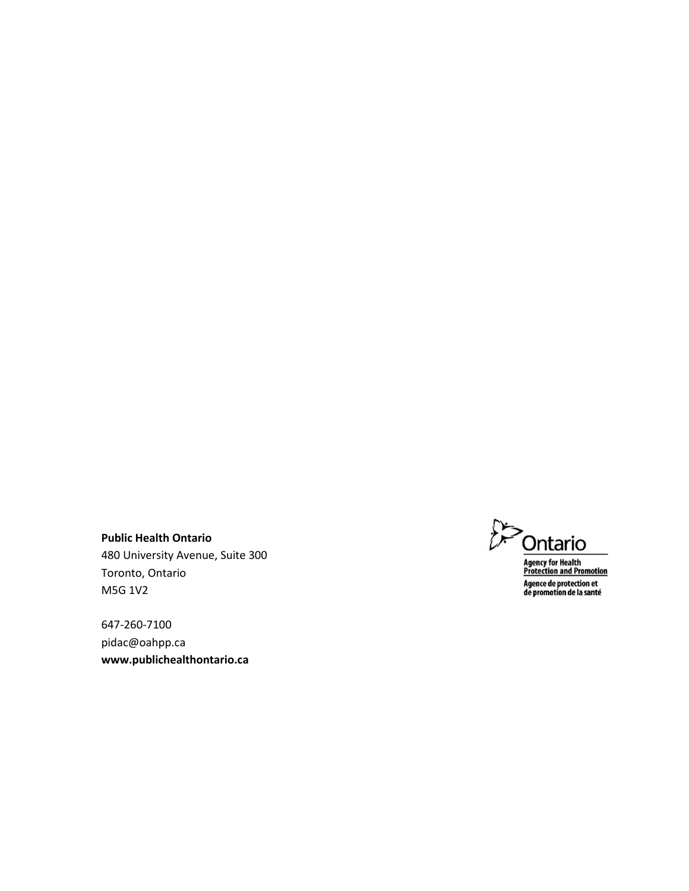**Public Health Ontario**
480 University Avenue, Suite 300
Toronto, Ontario
M5G 1V2

647-260-7100
pidac@oahpp.ca
**www.publichealthontario.ca**

Ontario

Agency for Health Protection and Promotion

Agence de protection et de promotion de la santé